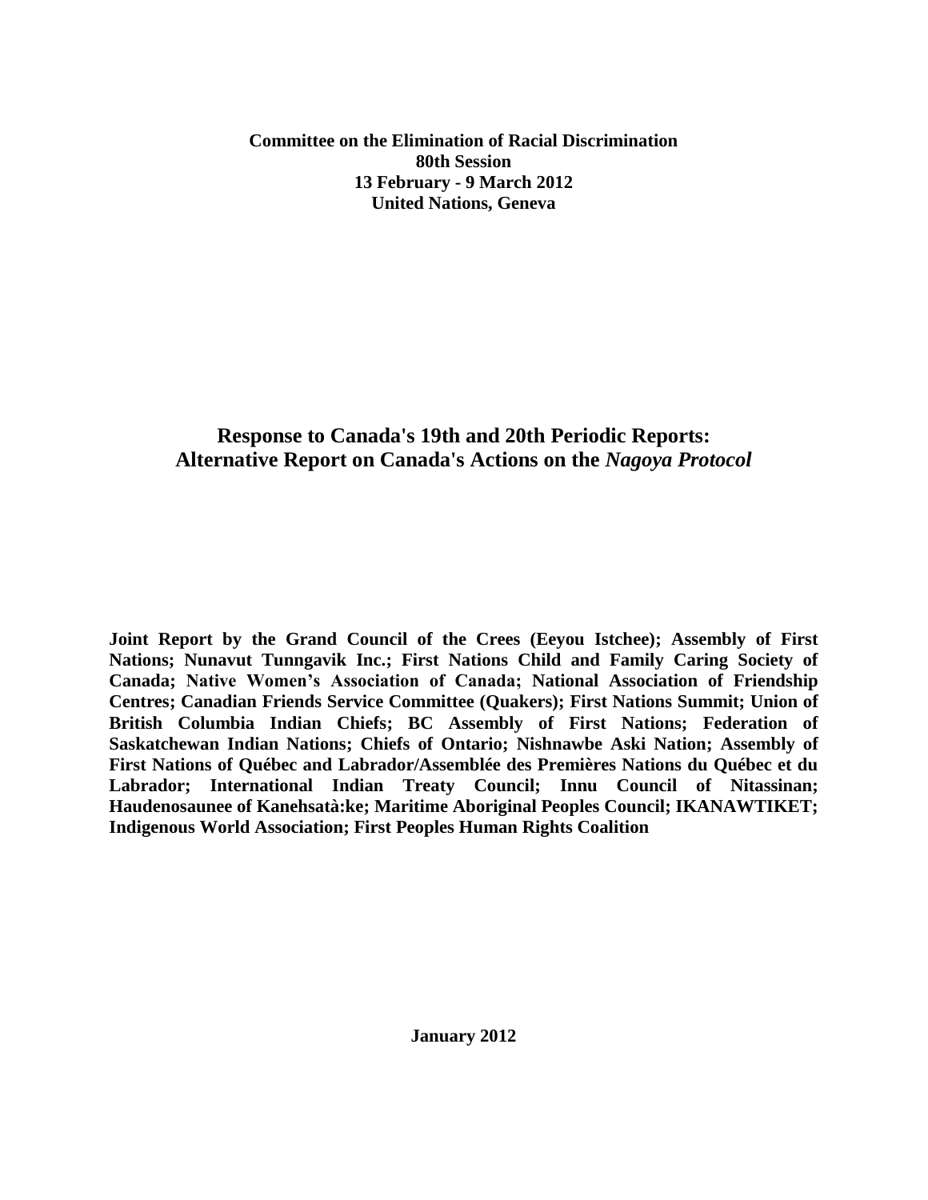**Committee on the Elimination of Racial Discrimination**
**80th Session**
**13 February - 9 March 2012**
**United Nations, Geneva**

# Response to Canada's 19th and 20th Periodic Reports: Alternative Report on Canada's Actions on the *Nagoya Protocol*

**Joint Report by the Grand Council of the Crees (Eeyou Istchee); Assembly of First Nations; Nunavut Tunngavik Inc.; First Nations Child and Family Caring Society of Canada; Native Women's Association of Canada; National Association of Friendship Centres; Canadian Friends Service Committee (Quakers); First Nations Summit; Union of British Columbia Indian Chiefs; BC Assembly of First Nations; Federation of Saskatchewan Indian Nations; Chiefs of Ontario; Nishnawbe Aski Nation; Assembly of First Nations of Québec and Labrador/Assemblée des Premières Nations du Québec et du Labrador; International Indian Treaty Council; Innu Council of Nitassinan; Haudenosaunee of Kanehsatà:ke; Maritime Aboriginal Peoples Council; IKANAWTIKET; Indigenous World Association; First Peoples Human Rights Coalition**

**January 2012**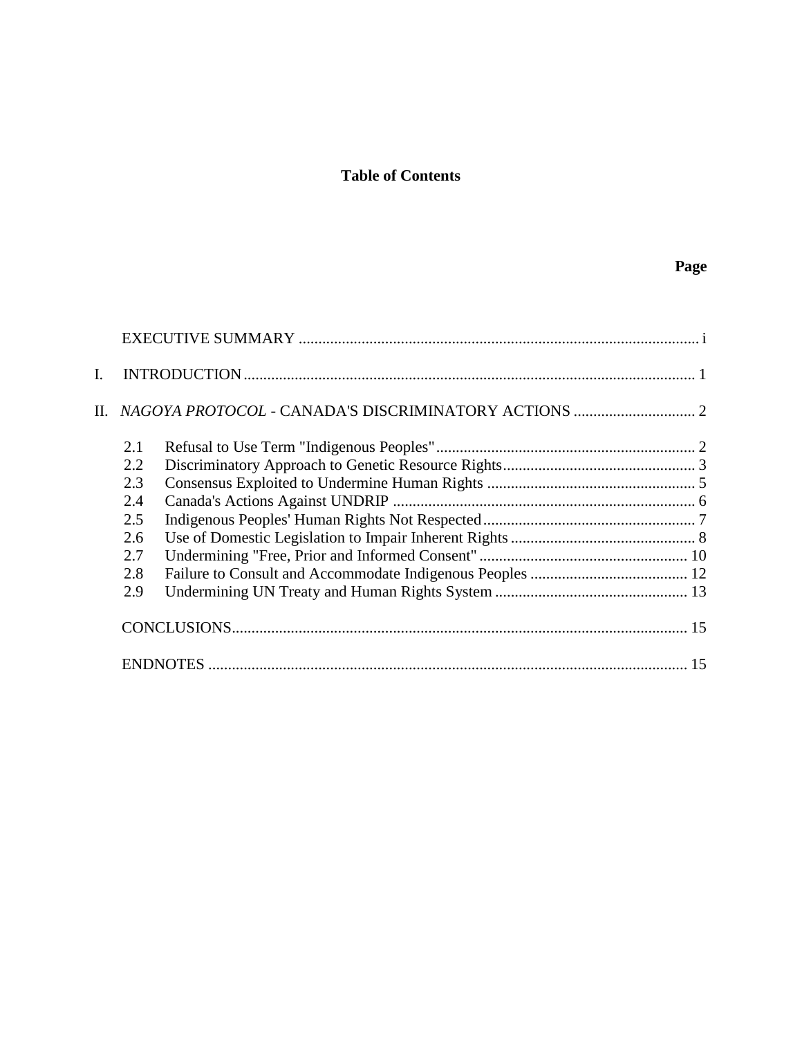# Table of Contents

| | | Page |
|---|---|---|
| | EXECUTIVE SUMMARY | i |
| I. | INTRODUCTION | 1 |
| II. | *NAGOYA PROTOCOL* - CANADA'S DISCRIMINATORY ACTIONS | 2 |
| 2.1 | Refusal to Use Term "Indigenous Peoples" | 2 |
| 2.2 | Discriminatory Approach to Genetic Resource Rights | 3 |
| 2.3 | Consensus Exploited to Undermine Human Rights | 5 |
| 2.4 | Canada's Actions Against UNDRIP | 6 |
| 2.5 | Indigenous Peoples' Human Rights Not Respected | 7 |
| 2.6 | Use of Domestic Legislation to Impair Inherent Rights | 8 |
| 2.7 | Undermining "Free, Prior and Informed Consent" | 10 |
| 2.8 | Failure to Consult and Accommodate Indigenous Peoples | 12 |
| 2.9 | Undermining UN Treaty and Human Rights System | 13 |
| | CONCLUSIONS | 15 |
| | ENDNOTES | 15 |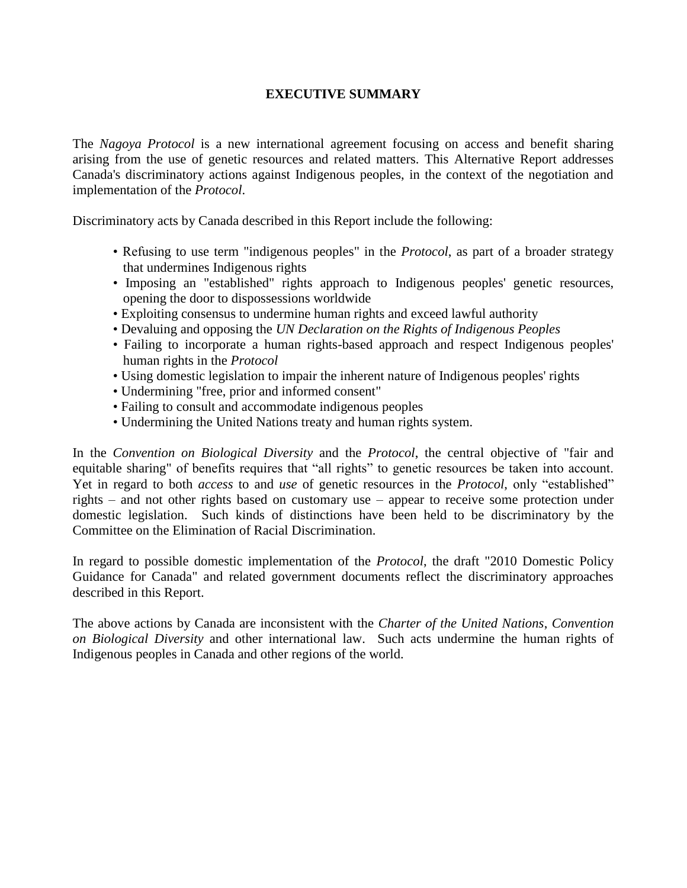## EXECUTIVE SUMMARY

The *Nagoya Protocol* is a new international agreement focusing on access and benefit sharing arising from the use of genetic resources and related matters. This Alternative Report addresses Canada's discriminatory actions against Indigenous peoples, in the context of the negotiation and implementation of the *Protocol*.

Discriminatory acts by Canada described in this Report include the following:

- Refusing to use term "indigenous peoples" in the *Protocol*, as part of a broader strategy that undermines Indigenous rights
- Imposing an "established" rights approach to Indigenous peoples' genetic resources, opening the door to dispossessions worldwide
- Exploiting consensus to undermine human rights and exceed lawful authority
- Devaluing and opposing the *UN Declaration on the Rights of Indigenous Peoples*
- Failing to incorporate a human rights-based approach and respect Indigenous peoples' human rights in the *Protocol*
- Using domestic legislation to impair the inherent nature of Indigenous peoples' rights
- Undermining "free, prior and informed consent"
- Failing to consult and accommodate indigenous peoples
- Undermining the United Nations treaty and human rights system.

In the *Convention on Biological Diversity* and the *Protocol*, the central objective of "fair and equitable sharing" of benefits requires that "all rights" to genetic resources be taken into account. Yet in regard to both *access* to and *use* of genetic resources in the *Protocol*, only "established" rights – and not other rights based on customary use – appear to receive some protection under domestic legislation. Such kinds of distinctions have been held to be discriminatory by the Committee on the Elimination of Racial Discrimination.

In regard to possible domestic implementation of the *Protocol*, the draft "2010 Domestic Policy Guidance for Canada" and related government documents reflect the discriminatory approaches described in this Report.

The above actions by Canada are inconsistent with the *Charter of the United Nations*, *Convention on Biological Diversity* and other international law. Such acts undermine the human rights of Indigenous peoples in Canada and other regions of the world.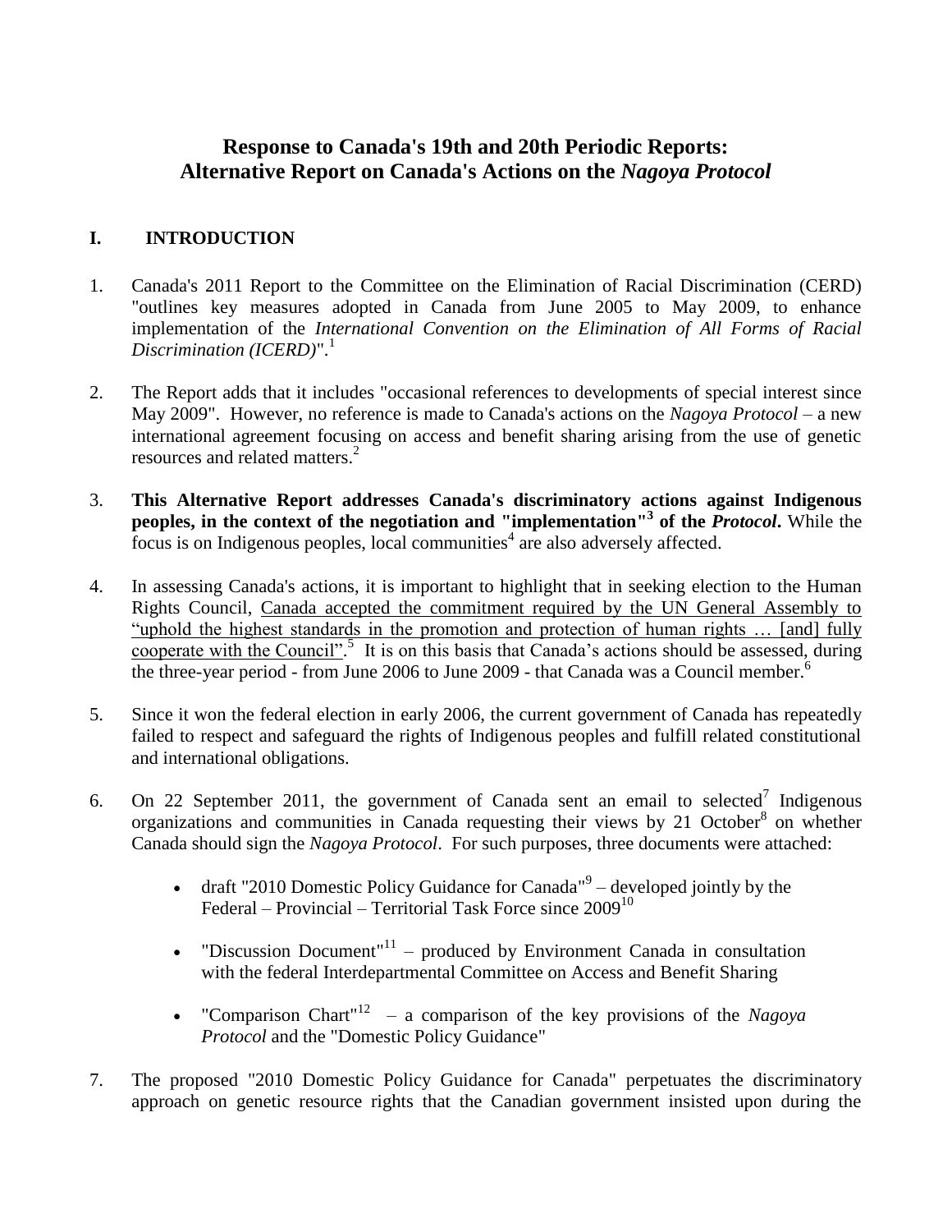# Response to Canada's 19th and 20th Periodic Reports: Alternative Report on Canada's Actions on the *Nagoya Protocol*

## I. INTRODUCTION

1. Canada's 2011 Report to the Committee on the Elimination of Racial Discrimination (CERD) "outlines key measures adopted in Canada from June 2005 to May 2009, to enhance implementation of the *International Convention on the Elimination of All Forms of Racial Discrimination (ICERD)*".[1]

2. The Report adds that it includes "occasional references to developments of special interest since May 2009". However, no reference is made to Canada's actions on the *Nagoya Protocol* – a new international agreement focusing on access and benefit sharing arising from the use of genetic resources and related matters.[2]

3. **This Alternative Report addresses Canada's discriminatory actions against Indigenous peoples, in the context of the negotiation and "implementation"[3] of the *Protocol*.** While the focus is on Indigenous peoples, local communities[4] are also adversely affected.

4. In assessing Canada's actions, it is important to highlight that in seeking election to the Human Rights Council, <u>Canada accepted the commitment required by the UN General Assembly to "uphold the highest standards in the promotion and protection of human rights … [and] fully cooperate with the Council"</u>.[5] It is on this basis that Canada's actions should be assessed, during the three-year period - from June 2006 to June 2009 - that Canada was a Council member.[6]

5. Since it won the federal election in early 2006, the current government of Canada has repeatedly failed to respect and safeguard the rights of Indigenous peoples and fulfill related constitutional and international obligations.

6. On 22 September 2011, the government of Canada sent an email to selected[7] Indigenous organizations and communities in Canada requesting their views by 21 October[8] on whether Canada should sign the *Nagoya Protocol*. For such purposes, three documents were attached:

   - draft "2010 Domestic Policy Guidance for Canada"[9] – developed jointly by the Federal – Provincial – Territorial Task Force since 2009[10]
   - "Discussion Document"[11] – produced by Environment Canada in consultation with the federal Interdepartmental Committee on Access and Benefit Sharing
   - "Comparison Chart"[12] – a comparison of the key provisions of the *Nagoya Protocol* and the "Domestic Policy Guidance"

7. The proposed "2010 Domestic Policy Guidance for Canada" perpetuates the discriminatory approach on genetic resource rights that the Canadian government insisted upon during the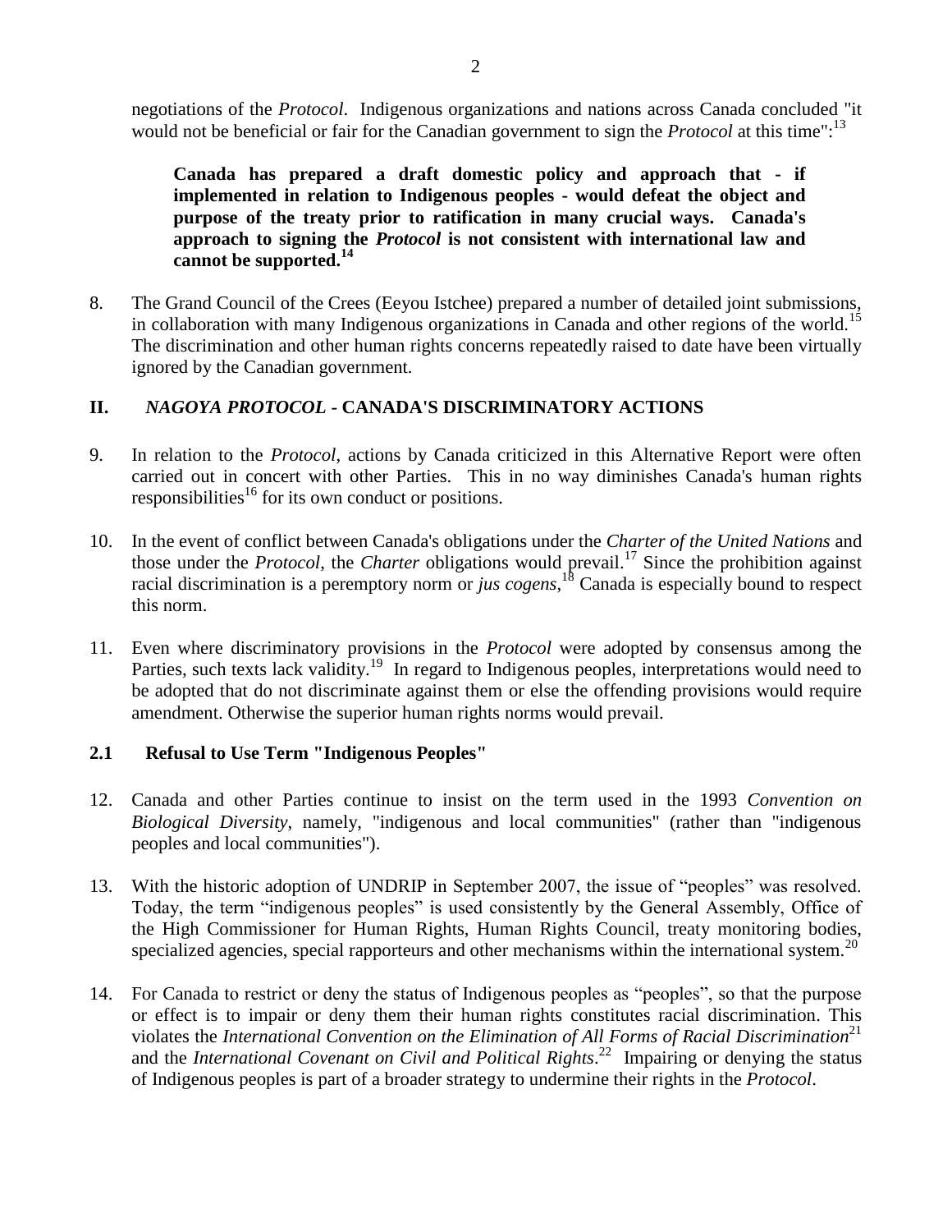negotiations of the *Protocol*. Indigenous organizations and nations across Canada concluded "it would not be beneficial or fair for the Canadian government to sign the *Protocol* at this time":[13]

> **Canada has prepared a draft domestic policy and approach that - if implemented in relation to Indigenous peoples - would defeat the object and purpose of the treaty prior to ratification in many crucial ways. Canada's approach to signing the *Protocol* is not consistent with international law and cannot be supported.**[14]

8. The Grand Council of the Crees (Eeyou Istchee) prepared a number of detailed joint submissions, in collaboration with many Indigenous organizations in Canada and other regions of the world.[15] The discrimination and other human rights concerns repeatedly raised to date have been virtually ignored by the Canadian government.

## II. *NAGOYA PROTOCOL* - CANADA'S DISCRIMINATORY ACTIONS

9. In relation to the *Protocol*, actions by Canada criticized in this Alternative Report were often carried out in concert with other Parties. This in no way diminishes Canada's human rights responsibilities[16] for its own conduct or positions.

10. In the event of conflict between Canada's obligations under the *Charter of the United Nations* and those under the *Protocol*, the *Charter* obligations would prevail.[17] Since the prohibition against racial discrimination is a peremptory norm or *jus cogens*,[18] Canada is especially bound to respect this norm.

11. Even where discriminatory provisions in the *Protocol* were adopted by consensus among the Parties, such texts lack validity.[19] In regard to Indigenous peoples, interpretations would need to be adopted that do not discriminate against them or else the offending provisions would require amendment. Otherwise the superior human rights norms would prevail.

### 2.1 Refusal to Use Term "Indigenous Peoples"

12. Canada and other Parties continue to insist on the term used in the 1993 *Convention on Biological Diversity*, namely, "indigenous and local communities" (rather than "indigenous peoples and local communities").

13. With the historic adoption of UNDRIP in September 2007, the issue of "peoples" was resolved. Today, the term "indigenous peoples" is used consistently by the General Assembly, Office of the High Commissioner for Human Rights, Human Rights Council, treaty monitoring bodies, specialized agencies, special rapporteurs and other mechanisms within the international system.[20]

14. For Canada to restrict or deny the status of Indigenous peoples as "peoples", so that the purpose or effect is to impair or deny them their human rights constitutes racial discrimination. This violates the *International Convention on the Elimination of All Forms of Racial Discrimination*[21] and the *International Covenant on Civil and Political Rights*.[22] Impairing or denying the status of Indigenous peoples is part of a broader strategy to undermine their rights in the *Protocol*.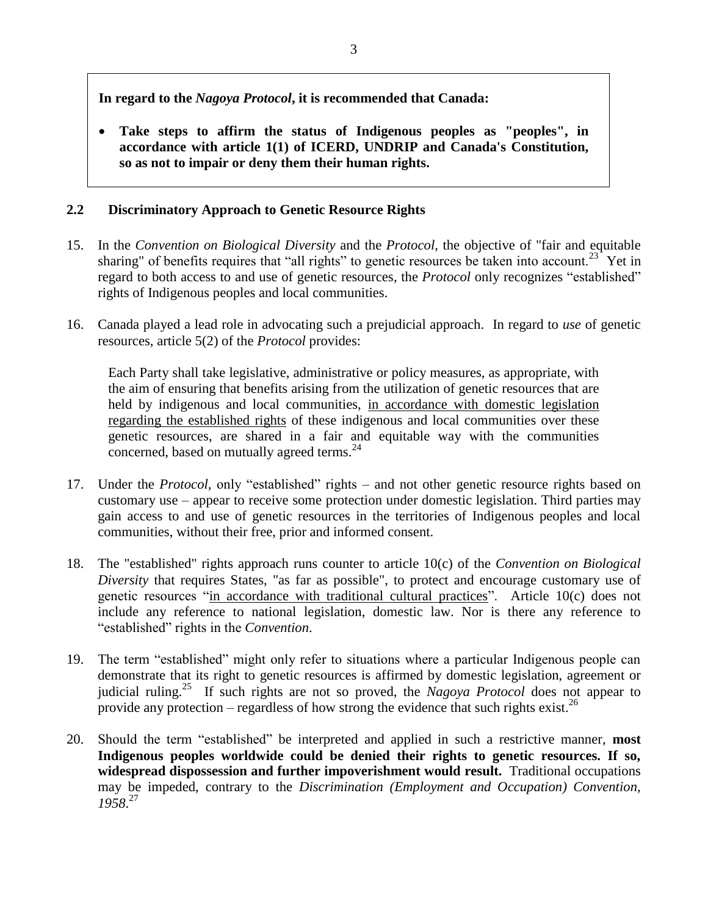**In regard to the *Nagoya Protocol*, it is recommended that Canada:**

- **Take steps to affirm the status of Indigenous peoples as "peoples", in accordance with article 1(1) of ICERD, UNDRIP and Canada's Constitution, so as not to impair or deny them their human rights.**

## 2.2 Discriminatory Approach to Genetic Resource Rights

15. In the *Convention on Biological Diversity* and the *Protocol*, the objective of "fair and equitable sharing" of benefits requires that "all rights" to genetic resources be taken into account.[23] Yet in regard to both access to and use of genetic resources, the *Protocol* only recognizes "established" rights of Indigenous peoples and local communities.

16. Canada played a lead role in advocating such a prejudicial approach. In regard to *use* of genetic resources, article 5(2) of the *Protocol* provides:

    > Each Party shall take legislative, administrative or policy measures, as appropriate, with the aim of ensuring that benefits arising from the utilization of genetic resources that are held by indigenous and local communities, <u>in accordance with domestic legislation regarding the established rights</u> of these indigenous and local communities over these genetic resources, are shared in a fair and equitable way with the communities concerned, based on mutually agreed terms.[24]

17. Under the *Protocol*, only "established" rights – and not other genetic resource rights based on customary use – appear to receive some protection under domestic legislation. Third parties may gain access to and use of genetic resources in the territories of Indigenous peoples and local communities, without their free, prior and informed consent.

18. The "established" rights approach runs counter to article 10(c) of the *Convention on Biological Diversity* that requires States, "as far as possible", to protect and encourage customary use of genetic resources "<u>in accordance with traditional cultural practices</u>". Article 10(c) does not include any reference to national legislation, domestic law. Nor is there any reference to "established" rights in the *Convention*.

19. The term "established" might only refer to situations where a particular Indigenous people can demonstrate that its right to genetic resources is affirmed by domestic legislation, agreement or judicial ruling.[25] If such rights are not so proved, the *Nagoya Protocol* does not appear to provide any protection – regardless of how strong the evidence that such rights exist.[26]

20. Should the term "established" be interpreted and applied in such a restrictive manner, **most Indigenous peoples worldwide could be denied their rights to genetic resources. If so, widespread dispossession and further impoverishment would result.** Traditional occupations may be impeded, contrary to the *Discrimination (Employment and Occupation) Convention, 1958*.[27]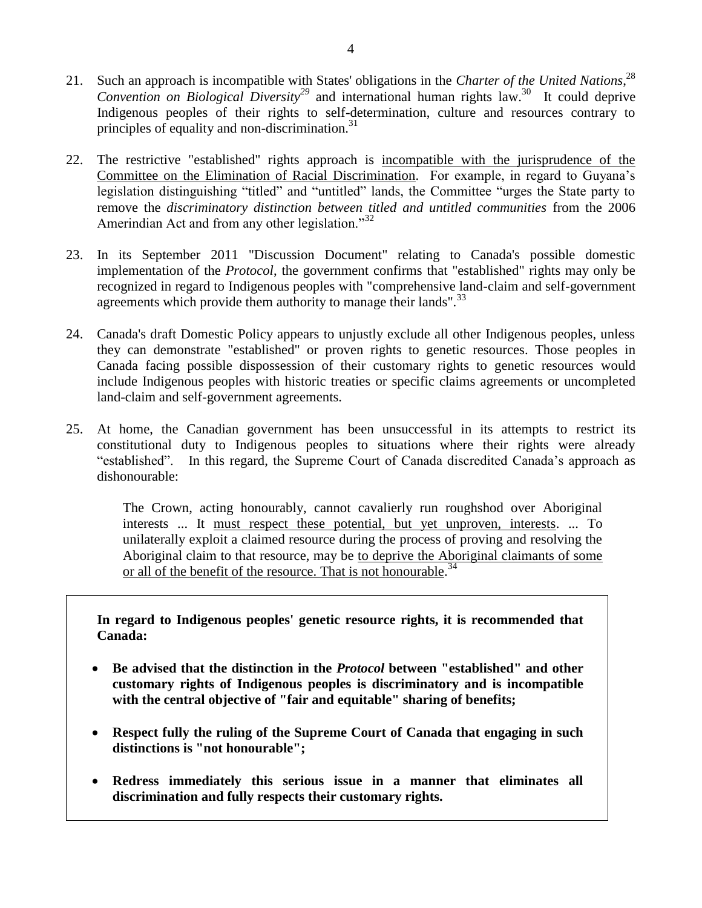21. Such an approach is incompatible with States' obligations in the *Charter of the United Nations*,[28] *Convention on Biological Diversity*[29] and international human rights law.[30] It could deprive Indigenous peoples of their rights to self-determination, culture and resources contrary to principles of equality and non-discrimination.[31]

22. The restrictive "established" rights approach is <u>incompatible with the jurisprudence of the Committee on the Elimination of Racial Discrimination</u>. For example, in regard to Guyana's legislation distinguishing "titled" and "untitled" lands, the Committee "urges the State party to remove the *discriminatory distinction between titled and untitled communities* from the 2006 Amerindian Act and from any other legislation."[32]

23. In its September 2011 "Discussion Document" relating to Canada's possible domestic implementation of the *Protocol*, the government confirms that "established" rights may only be recognized in regard to Indigenous peoples with "comprehensive land-claim and self-government agreements which provide them authority to manage their lands".[33]

24. Canada's draft Domestic Policy appears to unjustly exclude all other Indigenous peoples, unless they can demonstrate "established" or proven rights to genetic resources. Those peoples in Canada facing possible dispossession of their customary rights to genetic resources would include Indigenous peoples with historic treaties or specific claims agreements or uncompleted land-claim and self-government agreements.

25. At home, the Canadian government has been unsuccessful in its attempts to restrict its constitutional duty to Indigenous peoples to situations where their rights were already "established". In this regard, the Supreme Court of Canada discredited Canada's approach as dishonourable:

> The Crown, acting honourably, cannot cavalierly run roughshod over Aboriginal interests ... It <u>must respect these potential, but yet unproven, interests</u>. ... To unilaterally exploit a claimed resource during the process of proving and resolving the Aboriginal claim to that resource, may be <u>to deprive the Aboriginal claimants of some or all of the benefit of the resource. That is not honourable</u>.[34]

**In regard to Indigenous peoples' genetic resource rights, it is recommended that Canada:**

- **Be advised that the distinction in the *Protocol* between "established" and other customary rights of Indigenous peoples is discriminatory and is incompatible with the central objective of "fair and equitable" sharing of benefits;**
- **Respect fully the ruling of the Supreme Court of Canada that engaging in such distinctions is "not honourable";**
- **Redress immediately this serious issue in a manner that eliminates all discrimination and fully respects their customary rights.**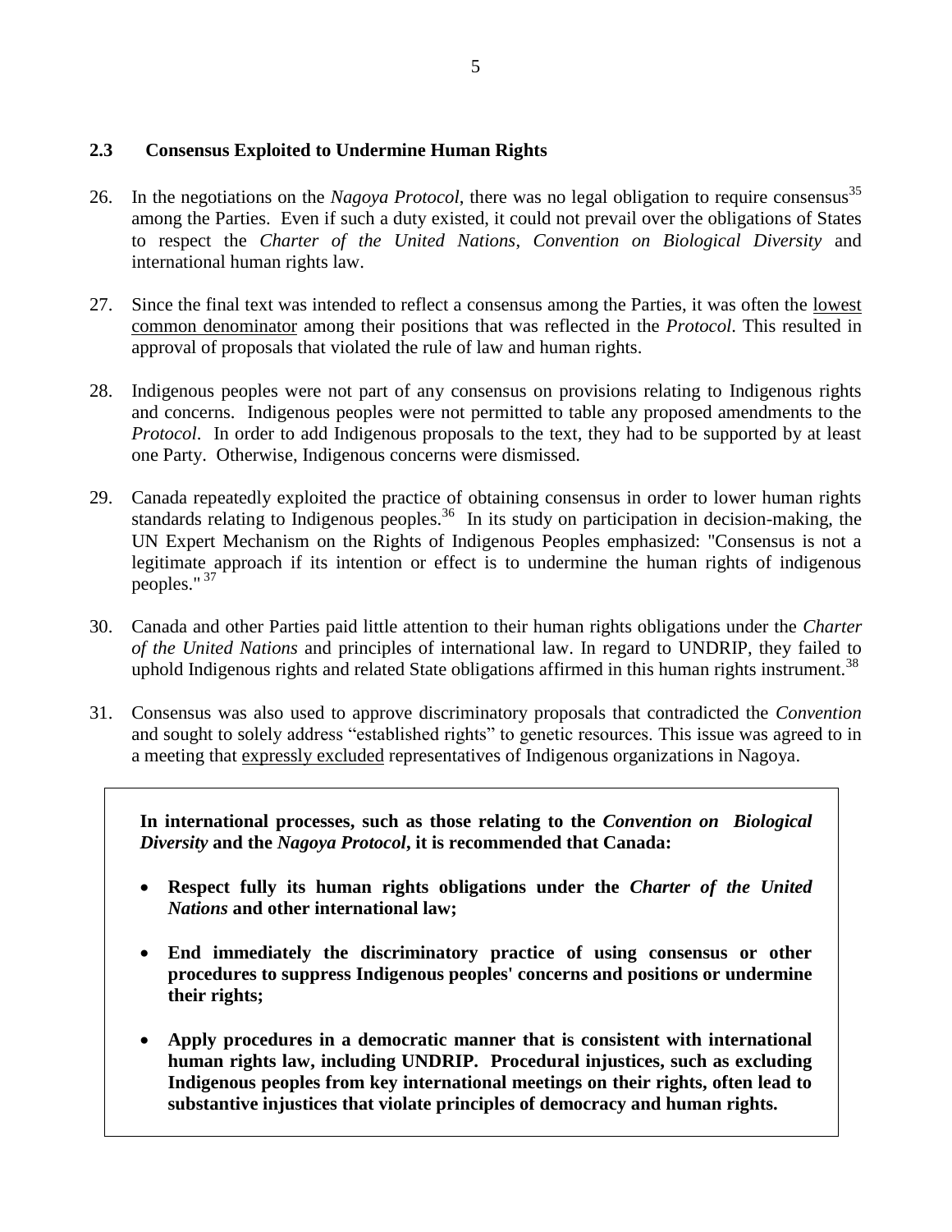### 2.3 Consensus Exploited to Undermine Human Rights

26. In the negotiations on the *Nagoya Protocol*, there was no legal obligation to require consensus[35] among the Parties. Even if such a duty existed, it could not prevail over the obligations of States to respect the *Charter of the United Nations*, *Convention on Biological Diversity* and international human rights law.

27. Since the final text was intended to reflect a consensus among the Parties, it was often the lowest common denominator among their positions that was reflected in the *Protocol*. This resulted in approval of proposals that violated the rule of law and human rights.

28. Indigenous peoples were not part of any consensus on provisions relating to Indigenous rights and concerns. Indigenous peoples were not permitted to table any proposed amendments to the *Protocol*. In order to add Indigenous proposals to the text, they had to be supported by at least one Party. Otherwise, Indigenous concerns were dismissed.

29. Canada repeatedly exploited the practice of obtaining consensus in order to lower human rights standards relating to Indigenous peoples.[36] In its study on participation in decision-making, the UN Expert Mechanism on the Rights of Indigenous Peoples emphasized: "Consensus is not a legitimate approach if its intention or effect is to undermine the human rights of indigenous peoples."[37]

30. Canada and other Parties paid little attention to their human rights obligations under the *Charter of the United Nations* and principles of international law. In regard to UNDRIP, they failed to uphold Indigenous rights and related State obligations affirmed in this human rights instrument.[38]

31. Consensus was also used to approve discriminatory proposals that contradicted the *Convention* and sought to solely address "established rights" to genetic resources. This issue was agreed to in a meeting that expressly excluded representatives of Indigenous organizations in Nagoya.

**In international processes, such as those relating to the *Convention on Biological Diversity* and the *Nagoya Protocol*, it is recommended that Canada:**

- **Respect fully its human rights obligations under the *Charter of the United Nations* and other international law;**
- **End immediately the discriminatory practice of using consensus or other procedures to suppress Indigenous peoples' concerns and positions or undermine their rights;**
- **Apply procedures in a democratic manner that is consistent with international human rights law, including UNDRIP. Procedural injustices, such as excluding Indigenous peoples from key international meetings on their rights, often lead to substantive injustices that violate principles of democracy and human rights.**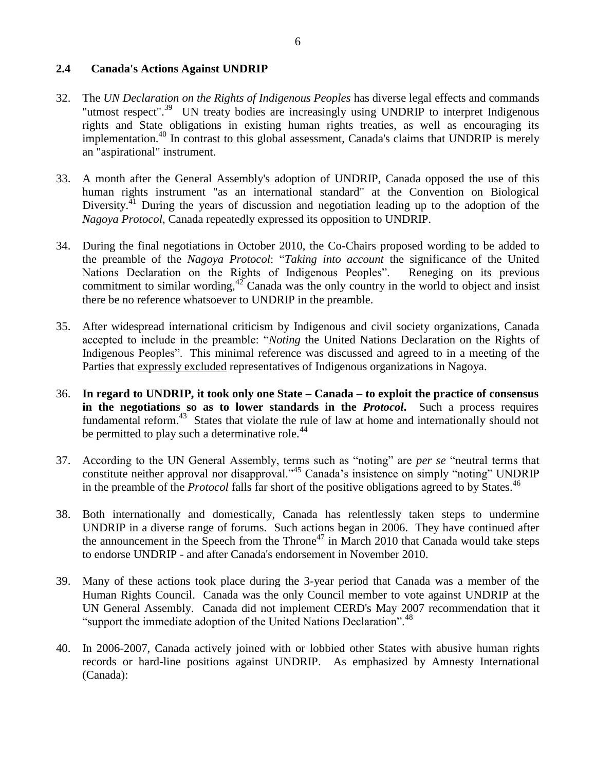## 2.4 Canada's Actions Against UNDRIP

32. The *UN Declaration on the Rights of Indigenous Peoples* has diverse legal effects and commands "utmost respect".[39] UN treaty bodies are increasingly using UNDRIP to interpret Indigenous rights and State obligations in existing human rights treaties, as well as encouraging its implementation.[40] In contrast to this global assessment, Canada's claims that UNDRIP is merely an "aspirational" instrument.

33. A month after the General Assembly's adoption of UNDRIP, Canada opposed the use of this human rights instrument "as an international standard" at the Convention on Biological Diversity.[41] During the years of discussion and negotiation leading up to the adoption of the *Nagoya Protocol*, Canada repeatedly expressed its opposition to UNDRIP.

34. During the final negotiations in October 2010, the Co-Chairs proposed wording to be added to the preamble of the *Nagoya Protocol*: "*Taking into account* the significance of the United Nations Declaration on the Rights of Indigenous Peoples". Reneging on its previous commitment to similar wording,[42] Canada was the only country in the world to object and insist there be no reference whatsoever to UNDRIP in the preamble.

35. After widespread international criticism by Indigenous and civil society organizations, Canada accepted to include in the preamble: "*Noting* the United Nations Declaration on the Rights of Indigenous Peoples". This minimal reference was discussed and agreed to in a meeting of the Parties that expressly excluded representatives of Indigenous organizations in Nagoya.

36. **In regard to UNDRIP, it took only one State – Canada – to exploit the practice of consensus in the negotiations so as to lower standards in the *Protocol*.** Such a process requires fundamental reform.[43] States that violate the rule of law at home and internationally should not be permitted to play such a determinative role.[44]

37. According to the UN General Assembly, terms such as "noting" are *per se* "neutral terms that constitute neither approval nor disapproval."[45] Canada's insistence on simply "noting" UNDRIP in the preamble of the *Protocol* falls far short of the positive obligations agreed to by States.[46]

38. Both internationally and domestically, Canada has relentlessly taken steps to undermine UNDRIP in a diverse range of forums. Such actions began in 2006. They have continued after the announcement in the Speech from the Throne[47] in March 2010 that Canada would take steps to endorse UNDRIP - and after Canada's endorsement in November 2010.

39. Many of these actions took place during the 3-year period that Canada was a member of the Human Rights Council. Canada was the only Council member to vote against UNDRIP at the UN General Assembly. Canada did not implement CERD's May 2007 recommendation that it "support the immediate adoption of the United Nations Declaration".[48]

40. In 2006-2007, Canada actively joined with or lobbied other States with abusive human rights records or hard-line positions against UNDRIP. As emphasized by Amnesty International (Canada):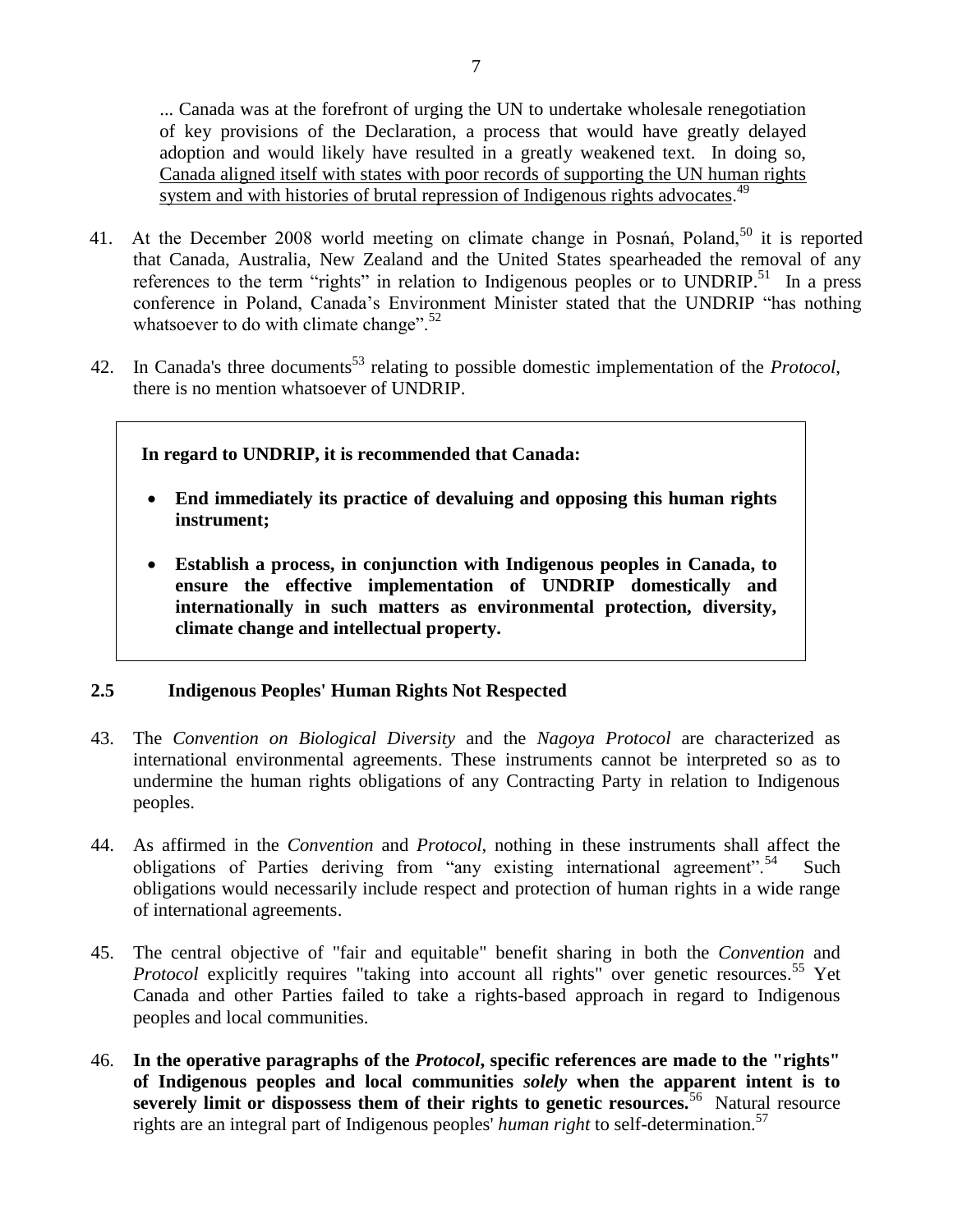> ... Canada was at the forefront of urging the UN to undertake wholesale renegotiation of key provisions of the Declaration, a process that would have greatly delayed adoption and would likely have resulted in a greatly weakened text. In doing so, <u>Canada aligned itself with states with poor records of supporting the UN human rights system and with histories of brutal repression of Indigenous rights advocates</u>.[49]

41. At the December 2008 world meeting on climate change in Posnań, Poland,[50] it is reported that Canada, Australia, New Zealand and the United States spearheaded the removal of any references to the term "rights" in relation to Indigenous peoples or to UNDRIP.[51] In a press conference in Poland, Canada's Environment Minister stated that the UNDRIP "has nothing whatsoever to do with climate change".[52]

42. In Canada's three documents[53] relating to possible domestic implementation of the *Protocol*, there is no mention whatsoever of UNDRIP.

> **In regard to UNDRIP, it is recommended that Canada:**
>
> - **End immediately its practice of devaluing and opposing this human rights instrument;**
> - **Establish a process, in conjunction with Indigenous peoples in Canada, to ensure the effective implementation of UNDRIP domestically and internationally in such matters as environmental protection, diversity, climate change and intellectual property.**

### 2.5 Indigenous Peoples' Human Rights Not Respected

43. The *Convention on Biological Diversity* and the *Nagoya Protocol* are characterized as international environmental agreements. These instruments cannot be interpreted so as to undermine the human rights obligations of any Contracting Party in relation to Indigenous peoples.

44. As affirmed in the *Convention* and *Protocol*, nothing in these instruments shall affect the obligations of Parties deriving from "any existing international agreement".[54] Such obligations would necessarily include respect and protection of human rights in a wide range of international agreements.

45. The central objective of "fair and equitable" benefit sharing in both the *Convention* and *Protocol* explicitly requires "taking into account all rights" over genetic resources.[55] Yet Canada and other Parties failed to take a rights-based approach in regard to Indigenous peoples and local communities.

46. **In the operative paragraphs of the *Protocol*, specific references are made to the "rights" of Indigenous peoples and local communities *solely* when the apparent intent is to severely limit or dispossess them of their rights to genetic resources.**[56] Natural resource rights are an integral part of Indigenous peoples' *human right* to self-determination.[57]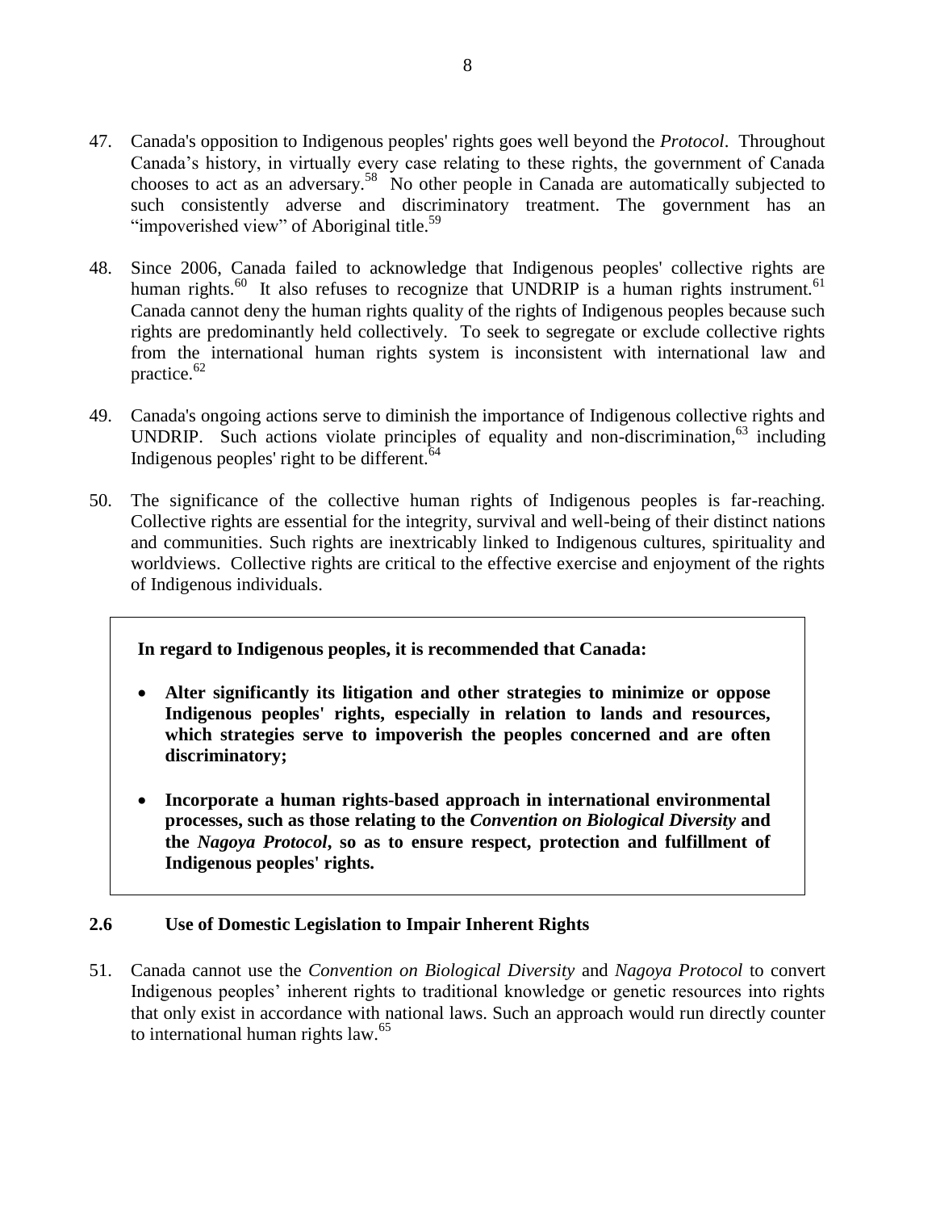47. Canada's opposition to Indigenous peoples' rights goes well beyond the *Protocol*. Throughout Canada's history, in virtually every case relating to these rights, the government of Canada chooses to act as an adversary.[58] No other people in Canada are automatically subjected to such consistently adverse and discriminatory treatment. The government has an "impoverished view" of Aboriginal title.[59]

48. Since 2006, Canada failed to acknowledge that Indigenous peoples' collective rights are human rights.[60] It also refuses to recognize that UNDRIP is a human rights instrument.[61] Canada cannot deny the human rights quality of the rights of Indigenous peoples because such rights are predominantly held collectively. To seek to segregate or exclude collective rights from the international human rights system is inconsistent with international law and practice.[62]

49. Canada's ongoing actions serve to diminish the importance of Indigenous collective rights and UNDRIP. Such actions violate principles of equality and non-discrimination,[63] including Indigenous peoples' right to be different.[64]

50. The significance of the collective human rights of Indigenous peoples is far-reaching. Collective rights are essential for the integrity, survival and well-being of their distinct nations and communities. Such rights are inextricably linked to Indigenous cultures, spirituality and worldviews. Collective rights are critical to the effective exercise and enjoyment of the rights of Indigenous individuals.

**In regard to Indigenous peoples, it is recommended that Canada:**

- **Alter significantly its litigation and other strategies to minimize or oppose Indigenous peoples' rights, especially in relation to lands and resources, which strategies serve to impoverish the peoples concerned and are often discriminatory;**

- **Incorporate a human rights-based approach in international environmental processes, such as those relating to the *Convention on Biological Diversity* and the *Nagoya Protocol*, so as to ensure respect, protection and fulfillment of Indigenous peoples' rights.**

### 2.6 Use of Domestic Legislation to Impair Inherent Rights

51. Canada cannot use the *Convention on Biological Diversity* and *Nagoya Protocol* to convert Indigenous peoples' inherent rights to traditional knowledge or genetic resources into rights that only exist in accordance with national laws. Such an approach would run directly counter to international human rights law.[65]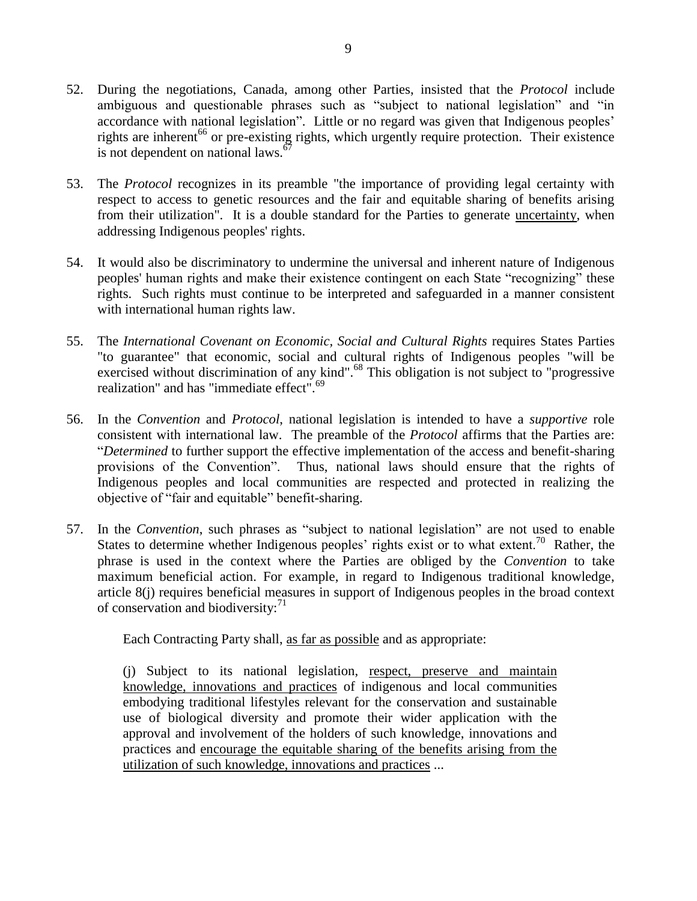52. During the negotiations, Canada, among other Parties, insisted that the *Protocol* include ambiguous and questionable phrases such as "subject to national legislation" and "in accordance with national legislation". Little or no regard was given that Indigenous peoples' rights are inherent[66] or pre-existing rights, which urgently require protection. Their existence is not dependent on national laws.[67]

53. The *Protocol* recognizes in its preamble "the importance of providing legal certainty with respect to access to genetic resources and the fair and equitable sharing of benefits arising from their utilization". It is a double standard for the Parties to generate <u>uncertainty</u>, when addressing Indigenous peoples' rights.

54. It would also be discriminatory to undermine the universal and inherent nature of Indigenous peoples' human rights and make their existence contingent on each State "recognizing" these rights. Such rights must continue to be interpreted and safeguarded in a manner consistent with international human rights law.

55. The *International Covenant on Economic, Social and Cultural Rights* requires States Parties "to guarantee" that economic, social and cultural rights of Indigenous peoples "will be exercised without discrimination of any kind".[68] This obligation is not subject to "progressive realization" and has "immediate effect".[69]

56. In the *Convention* and *Protocol*, national legislation is intended to have a *supportive* role consistent with international law. The preamble of the *Protocol* affirms that the Parties are: "*Determined* to further support the effective implementation of the access and benefit-sharing provisions of the Convention". Thus, national laws should ensure that the rights of Indigenous peoples and local communities are respected and protected in realizing the objective of "fair and equitable" benefit-sharing.

57. In the *Convention*, such phrases as "subject to national legislation" are not used to enable States to determine whether Indigenous peoples' rights exist or to what extent.[70] Rather, the phrase is used in the context where the Parties are obliged by the *Convention* to take maximum beneficial action. For example, in regard to Indigenous traditional knowledge, article 8(j) requires beneficial measures in support of Indigenous peoples in the broad context of conservation and biodiversity:[71]

> Each Contracting Party shall, <u>as far as possible</u> and as appropriate:
>
> (j) Subject to its national legislation, <u>respect, preserve and maintain knowledge, innovations and practices</u> of indigenous and local communities embodying traditional lifestyles relevant for the conservation and sustainable use of biological diversity and promote their wider application with the approval and involvement of the holders of such knowledge, innovations and practices and <u>encourage the equitable sharing of the benefits arising from the utilization of such knowledge, innovations and practices</u> ...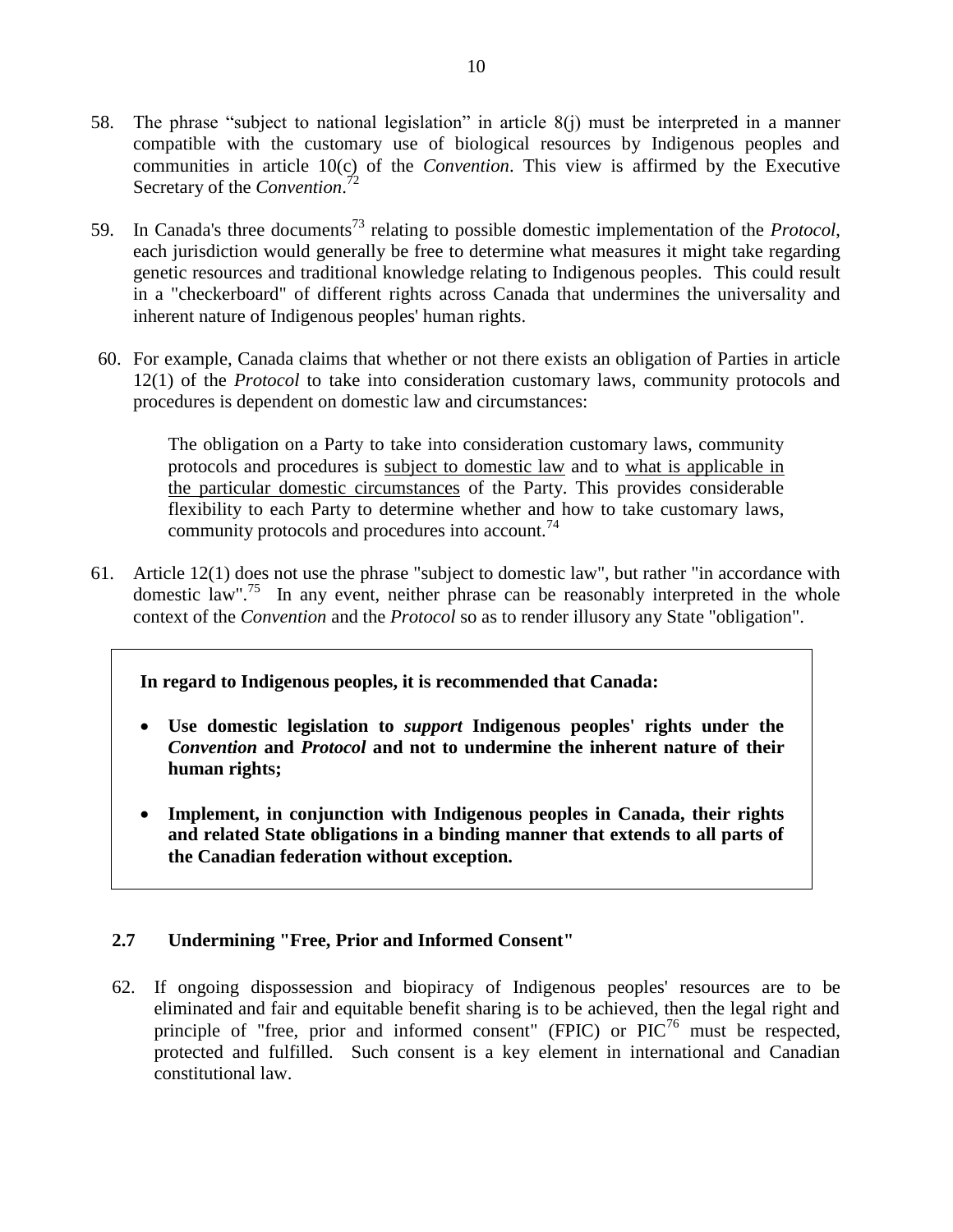58. The phrase "subject to national legislation" in article 8(j) must be interpreted in a manner compatible with the customary use of biological resources by Indigenous peoples and communities in article 10(c) of the *Convention*. This view is affirmed by the Executive Secretary of the *Convention*.[72]

59. In Canada's three documents[73] relating to possible domestic implementation of the *Protocol*, each jurisdiction would generally be free to determine what measures it might take regarding genetic resources and traditional knowledge relating to Indigenous peoples. This could result in a "checkerboard" of different rights across Canada that undermines the universality and inherent nature of Indigenous peoples' human rights.

60. For example, Canada claims that whether or not there exists an obligation of Parties in article 12(1) of the *Protocol* to take into consideration customary laws, community protocols and procedures is dependent on domestic law and circumstances:

> The obligation on a Party to take into consideration customary laws, community protocols and procedures is <u>subject to domestic law</u> and to <u>what is applicable in the particular domestic circumstances</u> of the Party. This provides considerable flexibility to each Party to determine whether and how to take customary laws, community protocols and procedures into account.[74]

61. Article 12(1) does not use the phrase "subject to domestic law", but rather "in accordance with domestic law".[75] In any event, neither phrase can be reasonably interpreted in the whole context of the *Convention* and the *Protocol* so as to render illusory any State "obligation".

> **In regard to Indigenous peoples, it is recommended that Canada:**
>
> - **Use domestic legislation to *support* Indigenous peoples' rights under the *Convention* and *Protocol* and not to undermine the inherent nature of their human rights;**
> - **Implement, in conjunction with Indigenous peoples in Canada, their rights and related State obligations in a binding manner that extends to all parts of the Canadian federation without exception.**

### 2.7 Undermining "Free, Prior and Informed Consent"

62. If ongoing dispossession and biopiracy of Indigenous peoples' resources are to be eliminated and fair and equitable benefit sharing is to be achieved, then the legal right and principle of "free, prior and informed consent" (FPIC) or PIC[76] must be respected, protected and fulfilled. Such consent is a key element in international and Canadian constitutional law.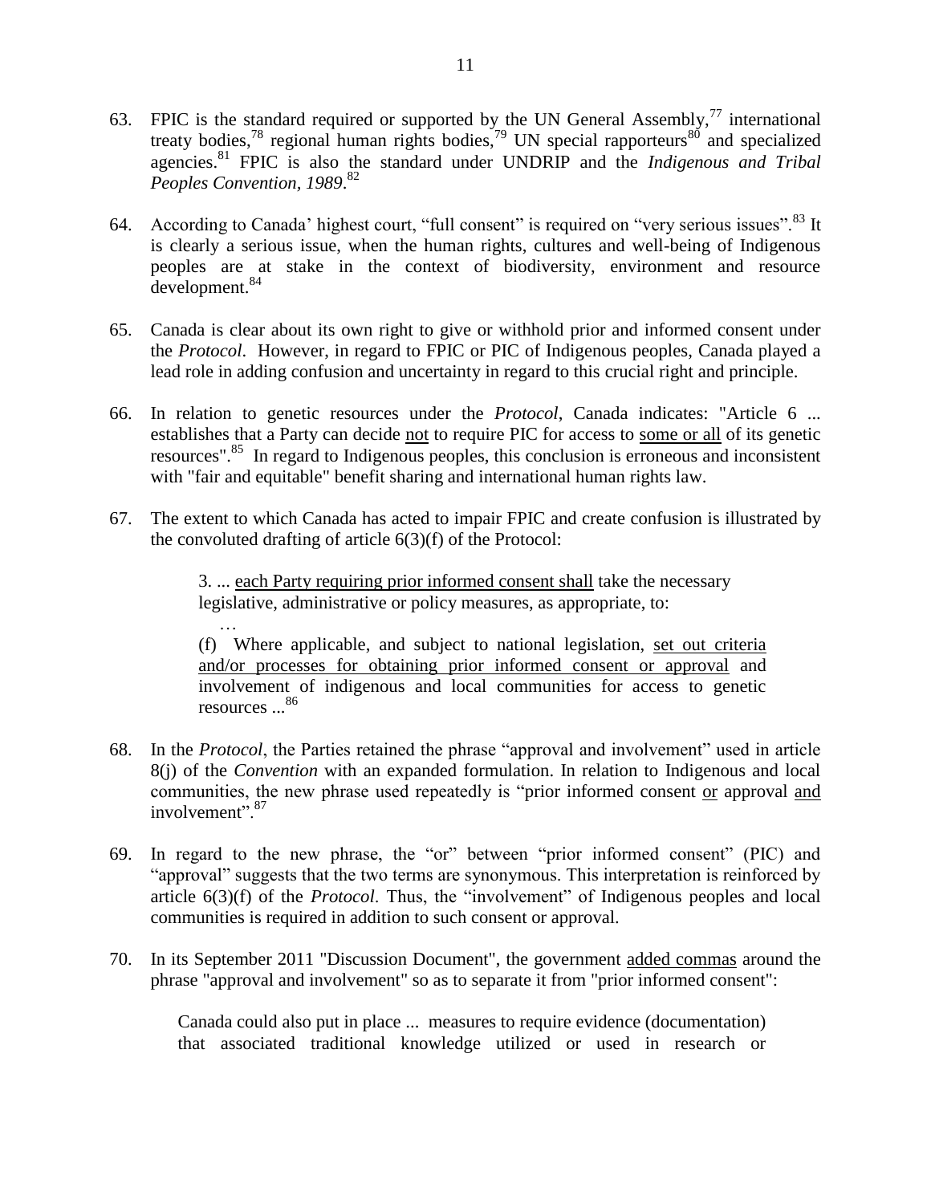63. FPIC is the standard required or supported by the UN General Assembly,[77] international treaty bodies,[78] regional human rights bodies,[79] UN special rapporteurs[80] and specialized agencies.[81] FPIC is also the standard under UNDRIP and the *Indigenous and Tribal Peoples Convention, 1989*.[82]

64. According to Canada' highest court, "full consent" is required on "very serious issues".[83] It is clearly a serious issue, when the human rights, cultures and well-being of Indigenous peoples are at stake in the context of biodiversity, environment and resource development.[84]

65. Canada is clear about its own right to give or withhold prior and informed consent under the *Protocol*. However, in regard to FPIC or PIC of Indigenous peoples, Canada played a lead role in adding confusion and uncertainty in regard to this crucial right and principle.

66. In relation to genetic resources under the *Protocol*, Canada indicates: "Article 6 ... establishes that a Party can decide <u>not</u> to require PIC for access to <u>some or all</u> of its genetic resources".[85] In regard to Indigenous peoples, this conclusion is erroneous and inconsistent with "fair and equitable" benefit sharing and international human rights law.

67. The extent to which Canada has acted to impair FPIC and create confusion is illustrated by the convoluted drafting of article 6(3)(f) of the Protocol:

> 3. ... <u>each Party requiring prior informed consent shall</u> take the necessary legislative, administrative or policy measures, as appropriate, to:
>
> …
>
> (f) Where applicable, and subject to national legislation, <u>set out criteria and/or processes for obtaining prior informed consent or approval</u> and involvement of indigenous and local communities for access to genetic resources ...[86]

68. In the *Protocol*, the Parties retained the phrase "approval and involvement" used in article 8(j) of the *Convention* with an expanded formulation. In relation to Indigenous and local communities, the new phrase used repeatedly is "prior informed consent <u>or</u> approval <u>and</u> involvement".[87]

69. In regard to the new phrase, the "or" between "prior informed consent" (PIC) and "approval" suggests that the two terms are synonymous. This interpretation is reinforced by article 6(3)(f) of the *Protocol*. Thus, the "involvement" of Indigenous peoples and local communities is required in addition to such consent or approval.

70. In its September 2011 "Discussion Document", the government <u>added commas</u> around the phrase "approval and involvement" so as to separate it from "prior informed consent":

> Canada could also put in place ... measures to require evidence (documentation) that associated traditional knowledge utilized or used in research or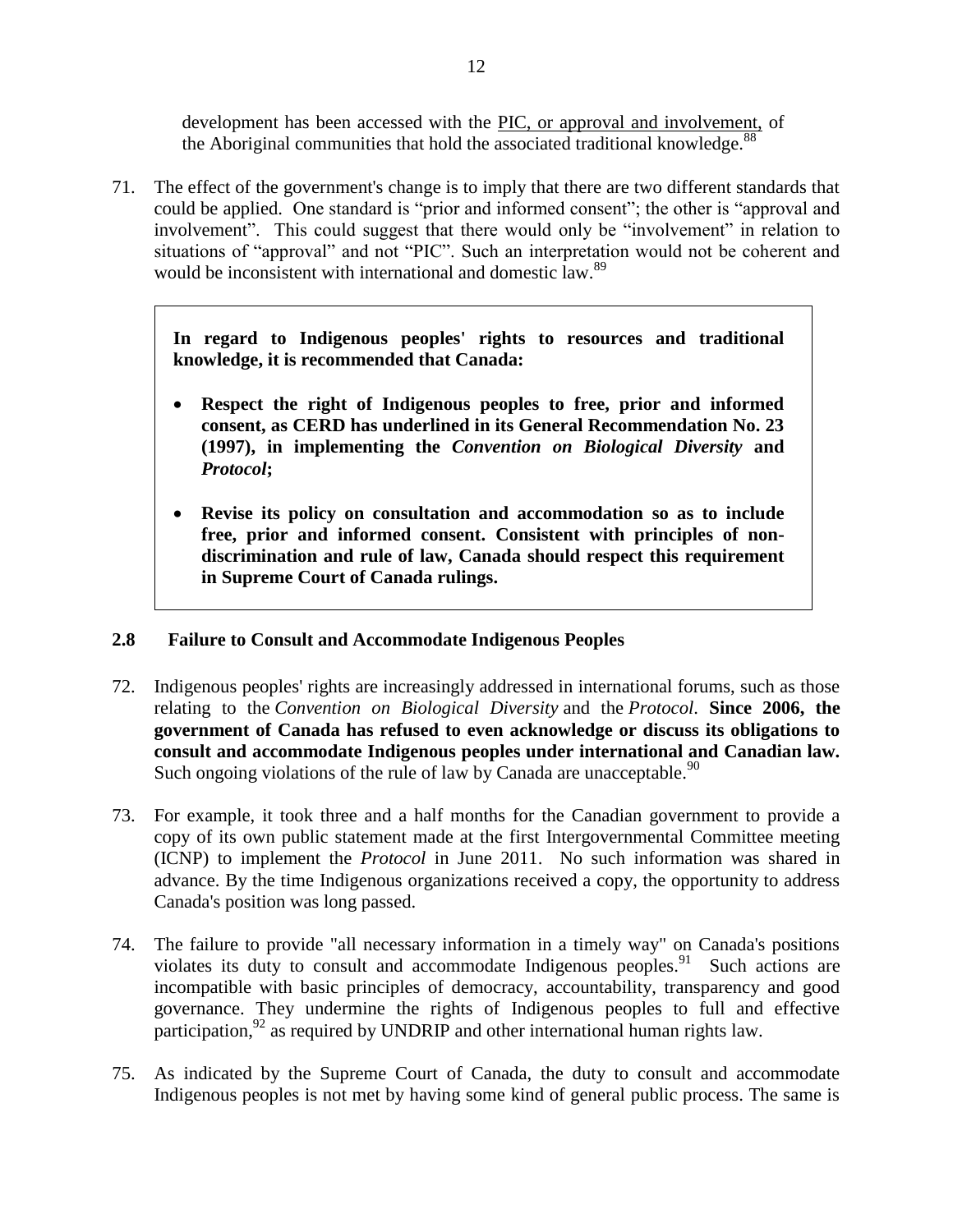development has been accessed with the PIC, or approval and involvement, of the Aboriginal communities that hold the associated traditional knowledge.[88]

71. The effect of the government's change is to imply that there are two different standards that could be applied. One standard is "prior and informed consent"; the other is "approval and involvement". This could suggest that there would only be "involvement" in relation to situations of "approval" and not "PIC". Such an interpretation would not be coherent and would be inconsistent with international and domestic law.[89]

> **In regard to Indigenous peoples' rights to resources and traditional knowledge, it is recommended that Canada:**
>
> - **Respect the right of Indigenous peoples to free, prior and informed consent, as CERD has underlined in its General Recommendation No. 23 (1997), in implementing the *Convention on Biological Diversity* and *Protocol*;**
>
> - **Revise its policy on consultation and accommodation so as to include free, prior and informed consent. Consistent with principles of non-discrimination and rule of law, Canada should respect this requirement in Supreme Court of Canada rulings.**

### 2.8 Failure to Consult and Accommodate Indigenous Peoples

72. Indigenous peoples' rights are increasingly addressed in international forums, such as those relating to the *Convention on Biological Diversity* and the *Protocol.* **Since 2006, the government of Canada has refused to even acknowledge or discuss its obligations to consult and accommodate Indigenous peoples under international and Canadian law.** Such ongoing violations of the rule of law by Canada are unacceptable.[90]

73. For example, it took three and a half months for the Canadian government to provide a copy of its own public statement made at the first Intergovernmental Committee meeting (ICNP) to implement the *Protocol* in June 2011. No such information was shared in advance. By the time Indigenous organizations received a copy, the opportunity to address Canada's position was long passed.

74. The failure to provide "all necessary information in a timely way" on Canada's positions violates its duty to consult and accommodate Indigenous peoples.[91] Such actions are incompatible with basic principles of democracy, accountability, transparency and good governance. They undermine the rights of Indigenous peoples to full and effective participation,[92] as required by UNDRIP and other international human rights law.

75. As indicated by the Supreme Court of Canada, the duty to consult and accommodate Indigenous peoples is not met by having some kind of general public process. The same is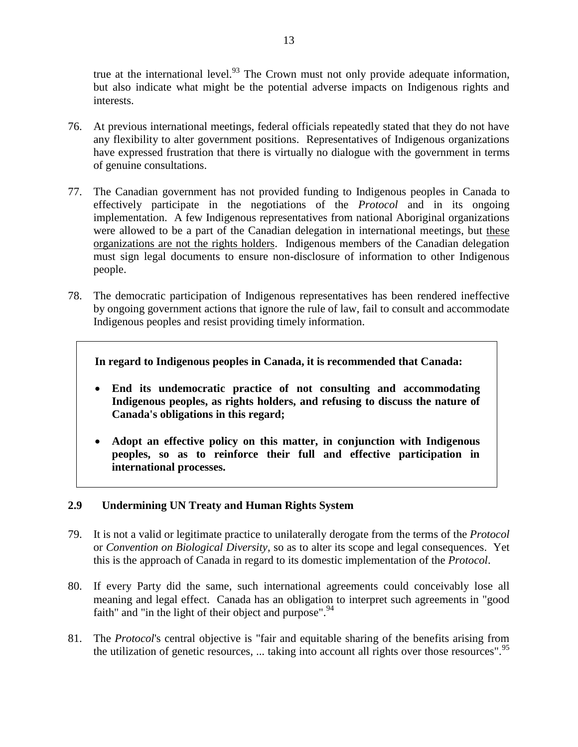true at the international level.[93] The Crown must not only provide adequate information, but also indicate what might be the potential adverse impacts on Indigenous rights and interests.

76. At previous international meetings, federal officials repeatedly stated that they do not have any flexibility to alter government positions. Representatives of Indigenous organizations have expressed frustration that there is virtually no dialogue with the government in terms of genuine consultations.

77. The Canadian government has not provided funding to Indigenous peoples in Canada to effectively participate in the negotiations of the *Protocol* and in its ongoing implementation. A few Indigenous representatives from national Aboriginal organizations were allowed to be a part of the Canadian delegation in international meetings, but <u>these organizations are not the rights holders</u>. Indigenous members of the Canadian delegation must sign legal documents to ensure non-disclosure of information to other Indigenous people.

78. The democratic participation of Indigenous representatives has been rendered ineffective by ongoing government actions that ignore the rule of law, fail to consult and accommodate Indigenous peoples and resist providing timely information.

> **In regard to Indigenous peoples in Canada, it is recommended that Canada:**
>
> - **End its undemocratic practice of not consulting and accommodating Indigenous peoples, as rights holders, and refusing to discuss the nature of Canada's obligations in this regard;**
> - **Adopt an effective policy on this matter, in conjunction with Indigenous peoples, so as to reinforce their full and effective participation in international processes.**

### 2.9 Undermining UN Treaty and Human Rights System

79. It is not a valid or legitimate practice to unilaterally derogate from the terms of the *Protocol* or *Convention on Biological Diversity*, so as to alter its scope and legal consequences. Yet this is the approach of Canada in regard to its domestic implementation of the *Protocol*.

80. If every Party did the same, such international agreements could conceivably lose all meaning and legal effect. Canada has an obligation to interpret such agreements in "good faith" and "in the light of their object and purpose".[94]

81. The *Protocol*'s central objective is "fair and equitable sharing of the benefits arising from the utilization of genetic resources, ... taking into account all rights over those resources".[95]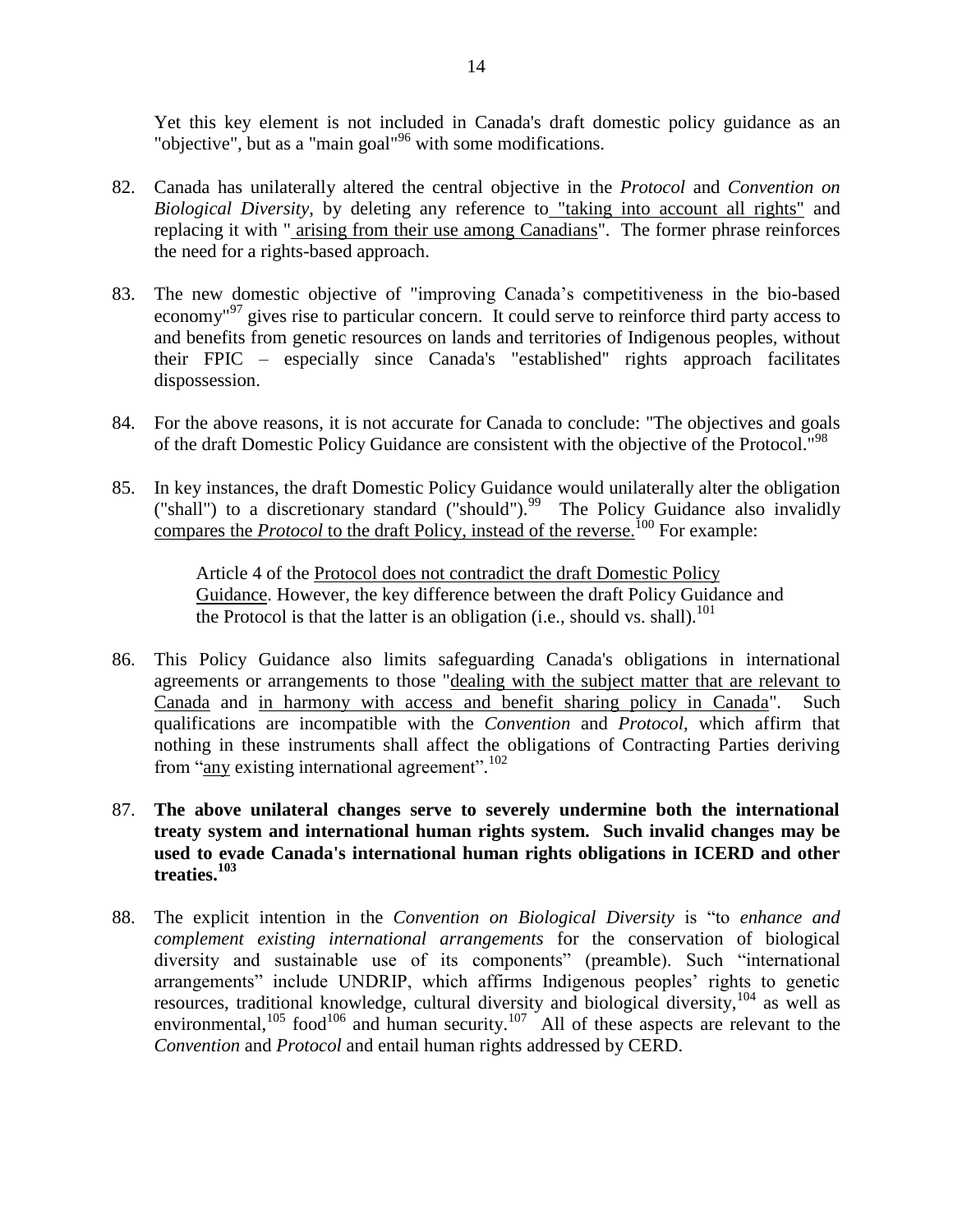Yet this key element is not included in Canada's draft domestic policy guidance as an "objective", but as a "main goal"[96] with some modifications.

82. Canada has unilaterally altered the central objective in the *Protocol* and *Convention on Biological Diversity*, by deleting any reference to "taking into account all rights" and replacing it with " arising from their use among Canadians". The former phrase reinforces the need for a rights-based approach.

83. The new domestic objective of "improving Canada's competitiveness in the bio-based economy"[97] gives rise to particular concern. It could serve to reinforce third party access to and benefits from genetic resources on lands and territories of Indigenous peoples, without their FPIC – especially since Canada's "established" rights approach facilitates dispossession.

84. For the above reasons, it is not accurate for Canada to conclude: "The objectives and goals of the draft Domestic Policy Guidance are consistent with the objective of the Protocol."[98]

85. In key instances, the draft Domestic Policy Guidance would unilaterally alter the obligation ("shall") to a discretionary standard ("should").[99] The Policy Guidance also invalidly compares the *Protocol* to the draft Policy, instead of the reverse.[100] For example:

> Article 4 of the Protocol does not contradict the draft Domestic Policy Guidance. However, the key difference between the draft Policy Guidance and the Protocol is that the latter is an obligation (i.e., should vs. shall).[101]

86. This Policy Guidance also limits safeguarding Canada's obligations in international agreements or arrangements to those "dealing with the subject matter that are relevant to Canada and in harmony with access and benefit sharing policy in Canada". Such qualifications are incompatible with the *Convention* and *Protocol*, which affirm that nothing in these instruments shall affect the obligations of Contracting Parties deriving from "any existing international agreement".[102]

87. **The above unilateral changes serve to severely undermine both the international treaty system and international human rights system. Such invalid changes may be used to evade Canada's international human rights obligations in ICERD and other treaties.[103]**

88. The explicit intention in the *Convention on Biological Diversity* is "to *enhance and complement existing international arrangements* for the conservation of biological diversity and sustainable use of its components" (preamble). Such "international arrangements" include UNDRIP, which affirms Indigenous peoples' rights to genetic resources, traditional knowledge, cultural diversity and biological diversity,[104] as well as environmental,[105] food[106] and human security.[107] All of these aspects are relevant to the *Convention* and *Protocol* and entail human rights addressed by CERD.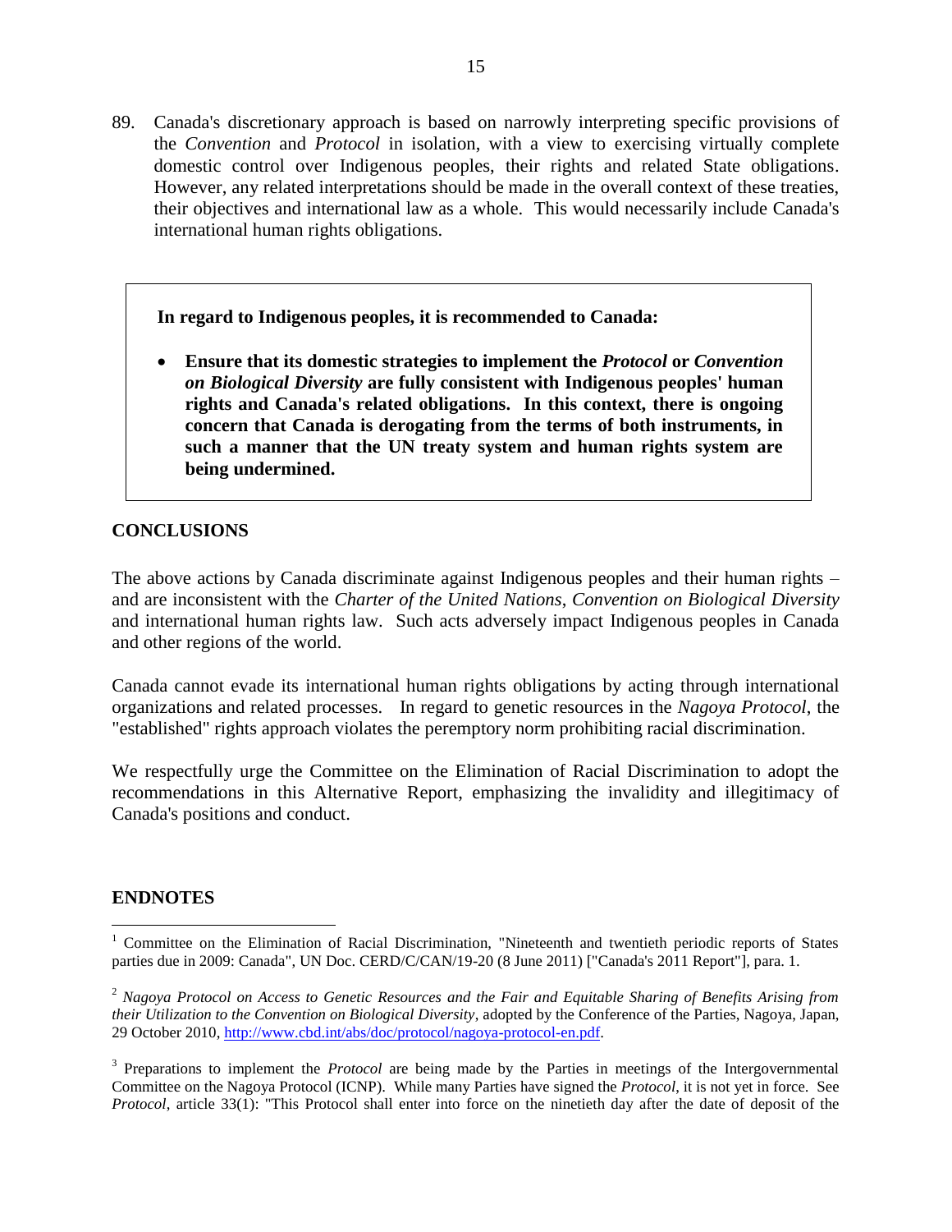89. Canada's discretionary approach is based on narrowly interpreting specific provisions of the *Convention* and *Protocol* in isolation, with a view to exercising virtually complete domestic control over Indigenous peoples, their rights and related State obligations. However, any related interpretations should be made in the overall context of these treaties, their objectives and international law as a whole. This would necessarily include Canada's international human rights obligations.

> **In regard to Indigenous peoples, it is recommended to Canada:**
>
> - **Ensure that its domestic strategies to implement the *Protocol* or *Convention on Biological Diversity* are fully consistent with Indigenous peoples' human rights and Canada's related obligations. In this context, there is ongoing concern that Canada is derogating from the terms of both instruments, in such a manner that the UN treaty system and human rights system are being undermined.**

## CONCLUSIONS

The above actions by Canada discriminate against Indigenous peoples and their human rights – and are inconsistent with the *Charter of the United Nations*, *Convention on Biological Diversity* and international human rights law. Such acts adversely impact Indigenous peoples in Canada and other regions of the world.

Canada cannot evade its international human rights obligations by acting through international organizations and related processes. In regard to genetic resources in the *Nagoya Protocol*, the "established" rights approach violates the peremptory norm prohibiting racial discrimination.

We respectfully urge the Committee on the Elimination of Racial Discrimination to adopt the recommendations in this Alternative Report, emphasizing the invalidity and illegitimacy of Canada's positions and conduct.

## ENDNOTES

[1] Committee on the Elimination of Racial Discrimination, "Nineteenth and twentieth periodic reports of States parties due in 2009: Canada", UN Doc. CERD/C/CAN/19-20 (8 June 2011) ["Canada's 2011 Report"], para. 1.

[2] *Nagoya Protocol on Access to Genetic Resources and the Fair and Equitable Sharing of Benefits Arising from their Utilization to the Convention on Biological Diversity*, adopted by the Conference of the Parties, Nagoya, Japan, 29 October 2010, http://www.cbd.int/abs/doc/protocol/nagoya-protocol-en.pdf.

[3] Preparations to implement the *Protocol* are being made by the Parties in meetings of the Intergovernmental Committee on the Nagoya Protocol (ICNP). While many Parties have signed the *Protocol*, it is not yet in force. See *Protocol*, article 33(1): "This Protocol shall enter into force on the ninetieth day after the date of deposit of the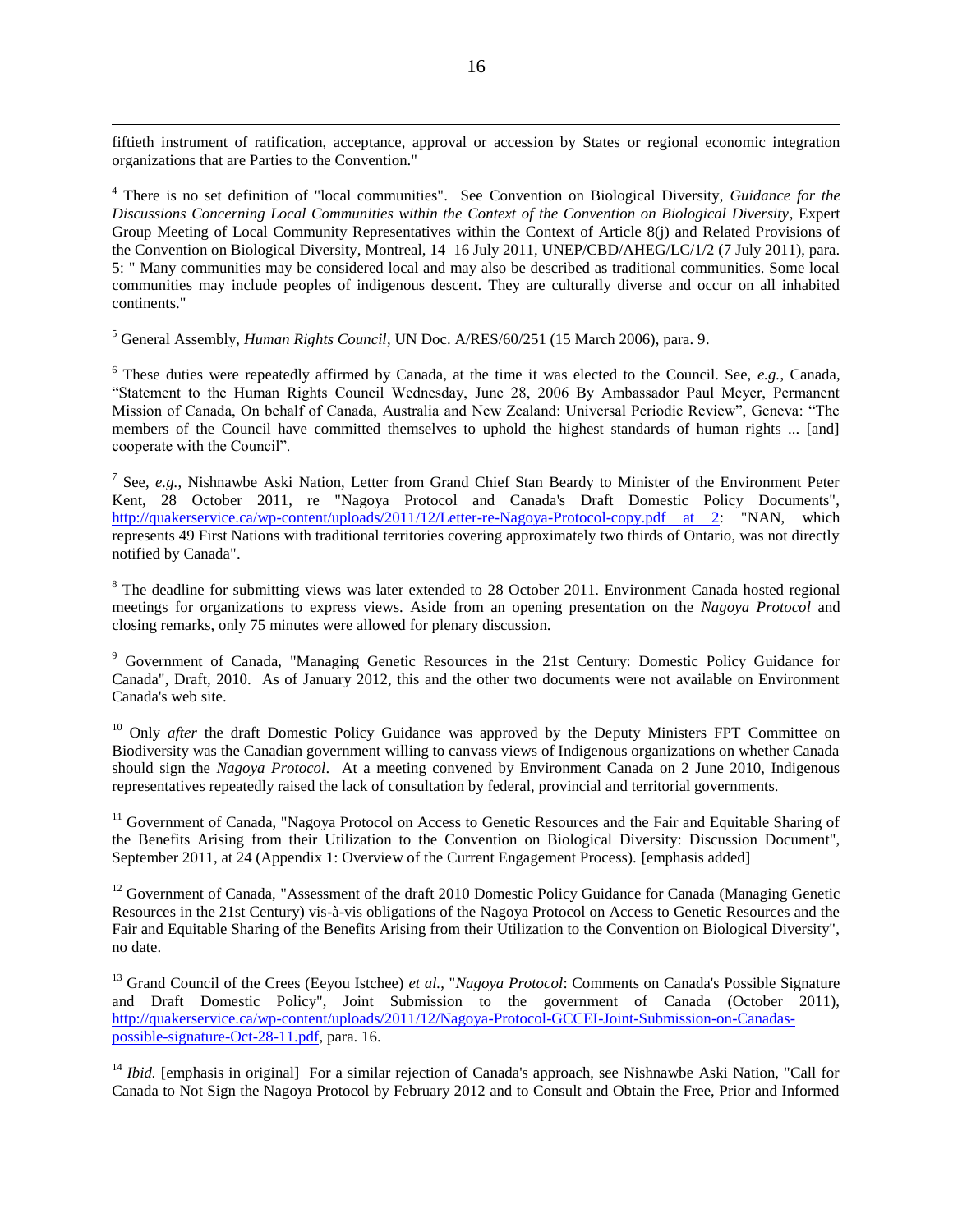fiftieth instrument of ratification, acceptance, approval or accession by States or regional economic integration organizations that are Parties to the Convention."

[4] There is no set definition of "local communities". See Convention on Biological Diversity, *Guidance for the Discussions Concerning Local Communities within the Context of the Convention on Biological Diversity*, Expert Group Meeting of Local Community Representatives within the Context of Article 8(j) and Related Provisions of the Convention on Biological Diversity, Montreal, 14–16 July 2011, UNEP/CBD/AHEG/LC/1/2 (7 July 2011), para. 5: " Many communities may be considered local and may also be described as traditional communities. Some local communities may include peoples of indigenous descent. They are culturally diverse and occur on all inhabited continents."

[5] General Assembly, *Human Rights Council*, UN Doc. A/RES/60/251 (15 March 2006), para. 9.

[6] These duties were repeatedly affirmed by Canada, at the time it was elected to the Council. See, *e.g.*, Canada, "Statement to the Human Rights Council Wednesday, June 28, 2006 By Ambassador Paul Meyer, Permanent Mission of Canada, On behalf of Canada, Australia and New Zealand: Universal Periodic Review", Geneva: "The members of the Council have committed themselves to uphold the highest standards of human rights ... [and] cooperate with the Council".

[7] See, *e.g.*, Nishnawbe Aski Nation, Letter from Grand Chief Stan Beardy to Minister of the Environment Peter Kent, 28 October 2011, re "Nagoya Protocol and Canada's Draft Domestic Policy Documents", http://quakerservice.ca/wp-content/uploads/2011/12/Letter-re-Nagoya-Protocol-copy.pdf at 2: "NAN, which represents 49 First Nations with traditional territories covering approximately two thirds of Ontario, was not directly notified by Canada".

[8] The deadline for submitting views was later extended to 28 October 2011. Environment Canada hosted regional meetings for organizations to express views. Aside from an opening presentation on the *Nagoya Protocol* and closing remarks, only 75 minutes were allowed for plenary discussion.

[9] Government of Canada, "Managing Genetic Resources in the 21st Century: Domestic Policy Guidance for Canada", Draft, 2010. As of January 2012, this and the other two documents were not available on Environment Canada's web site.

[10] Only *after* the draft Domestic Policy Guidance was approved by the Deputy Ministers FPT Committee on Biodiversity was the Canadian government willing to canvass views of Indigenous organizations on whether Canada should sign the *Nagoya Protocol*. At a meeting convened by Environment Canada on 2 June 2010, Indigenous representatives repeatedly raised the lack of consultation by federal, provincial and territorial governments.

[11] Government of Canada, "Nagoya Protocol on Access to Genetic Resources and the Fair and Equitable Sharing of the Benefits Arising from their Utilization to the Convention on Biological Diversity: Discussion Document", September 2011, at 24 (Appendix 1: Overview of the Current Engagement Process). [emphasis added]

[12] Government of Canada, "Assessment of the draft 2010 Domestic Policy Guidance for Canada (Managing Genetic Resources in the 21st Century) vis-à-vis obligations of the Nagoya Protocol on Access to Genetic Resources and the Fair and Equitable Sharing of the Benefits Arising from their Utilization to the Convention on Biological Diversity", no date.

[13] Grand Council of the Crees (Eeyou Istchee) *et al.*, "*Nagoya Protocol*: Comments on Canada's Possible Signature and Draft Domestic Policy", Joint Submission to the government of Canada (October 2011), http://quakerservice.ca/wp-content/uploads/2011/12/Nagoya-Protocol-GCCEI-Joint-Submission-on-Canadas-possible-signature-Oct-28-11.pdf, para. 16.

[14] *Ibid.* [emphasis in original] For a similar rejection of Canada's approach, see Nishnawbe Aski Nation, "Call for Canada to Not Sign the Nagoya Protocol by February 2012 and to Consult and Obtain the Free, Prior and Informed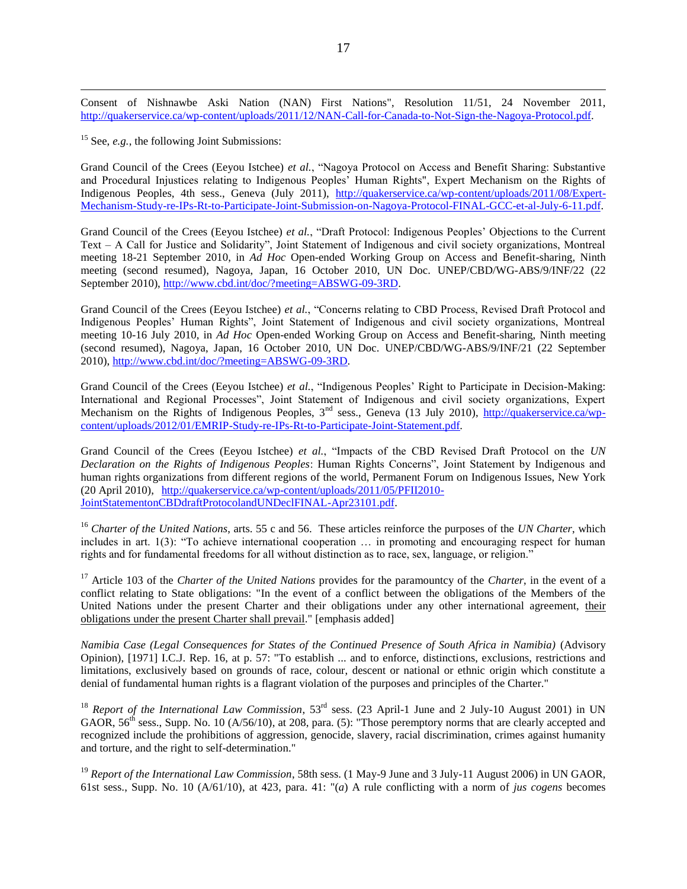Consent of Nishnawbe Aski Nation (NAN) First Nations", Resolution 11/51, 24 November 2011, http://quakerservice.ca/wp-content/uploads/2011/12/NAN-Call-for-Canada-to-Not-Sign-the-Nagoya-Protocol.pdf.

[15] See, *e.g.*, the following Joint Submissions:

Grand Council of the Crees (Eeyou Istchee) *et al.*, "Nagoya Protocol on Access and Benefit Sharing: Substantive and Procedural Injustices relating to Indigenous Peoples' Human Rights", Expert Mechanism on the Rights of Indigenous Peoples, 4th sess., Geneva (July 2011), http://quakerservice.ca/wp-content/uploads/2011/08/Expert-Mechanism-Study-re-IPs-Rt-to-Participate-Joint-Submission-on-Nagoya-Protocol-FINAL-GCC-et-al-July-6-11.pdf.

Grand Council of the Crees (Eeyou Istchee) *et al.*, "Draft Protocol: Indigenous Peoples' Objections to the Current Text – A Call for Justice and Solidarity", Joint Statement of Indigenous and civil society organizations, Montreal meeting 18-21 September 2010, in *Ad Hoc* Open-ended Working Group on Access and Benefit-sharing, Ninth meeting (second resumed), Nagoya, Japan, 16 October 2010, UN Doc. UNEP/CBD/WG-ABS/9/INF/22 (22 September 2010), http://www.cbd.int/doc/?meeting=ABSWG-09-3RD.

Grand Council of the Crees (Eeyou Istchee) *et al.*, "Concerns relating to CBD Process, Revised Draft Protocol and Indigenous Peoples' Human Rights", Joint Statement of Indigenous and civil society organizations, Montreal meeting 10-16 July 2010, in *Ad Hoc* Open-ended Working Group on Access and Benefit-sharing, Ninth meeting (second resumed), Nagoya, Japan, 16 October 2010, UN Doc. UNEP/CBD/WG-ABS/9/INF/21 (22 September 2010), http://www.cbd.int/doc/?meeting=ABSWG-09-3RD.

Grand Council of the Crees (Eeyou Istchee) *et al.*, "Indigenous Peoples' Right to Participate in Decision-Making: International and Regional Processes", Joint Statement of Indigenous and civil society organizations, Expert Mechanism on the Rights of Indigenous Peoples, 3rd sess., Geneva (13 July 2010), http://quakerservice.ca/wp-content/uploads/2012/01/EMRIP-Study-re-IPs-Rt-to-Participate-Joint-Statement.pdf.

Grand Council of the Crees (Eeyou Istchee) *et al.*, "Impacts of the CBD Revised Draft Protocol on the *UN Declaration on the Rights of Indigenous Peoples*: Human Rights Concerns", Joint Statement by Indigenous and human rights organizations from different regions of the world, Permanent Forum on Indigenous Issues, New York (20 April 2010), http://quakerservice.ca/wp-content/uploads/2011/05/PFII2010-JointStatementonCBDdraftProtocolandUNDeclFINAL-Apr23101.pdf.

[16] *Charter of the United Nations*, arts. 55 c and 56. These articles reinforce the purposes of the *UN Charter*, which includes in art. 1(3): "To achieve international cooperation … in promoting and encouraging respect for human rights and for fundamental freedoms for all without distinction as to race, sex, language, or religion."

[17] Article 103 of the *Charter of the United Nations* provides for the paramountcy of the *Charter*, in the event of a conflict relating to State obligations: "In the event of a conflict between the obligations of the Members of the United Nations under the present Charter and their obligations under any other international agreement, <u>their obligations under the present Charter shall prevail</u>." [emphasis added]

*Namibia Case (Legal Consequences for States of the Continued Presence of South Africa in Namibia)* (Advisory Opinion), [1971] I.C.J. Rep. 16, at p. 57: "To establish ... and to enforce, distinctions, exclusions, restrictions and limitations, exclusively based on grounds of race, colour, descent or national or ethnic origin which constitute a denial of fundamental human rights is a flagrant violation of the purposes and principles of the Charter."

[18] *Report of the International Law Commission*, 53rd sess. (23 April-1 June and 2 July-10 August 2001) in UN GAOR, 56th sess., Supp. No. 10 (A/56/10), at 208, para. (5): "Those peremptory norms that are clearly accepted and recognized include the prohibitions of aggression, genocide, slavery, racial discrimination, crimes against humanity and torture, and the right to self-determination."

[19] *Report of the International Law Commission*, 58th sess. (1 May-9 June and 3 July-11 August 2006) in UN GAOR, 61st sess., Supp. No. 10 (A/61/10), at 423, para. 41: "(*a*) A rule conflicting with a norm of *jus cogens* becomes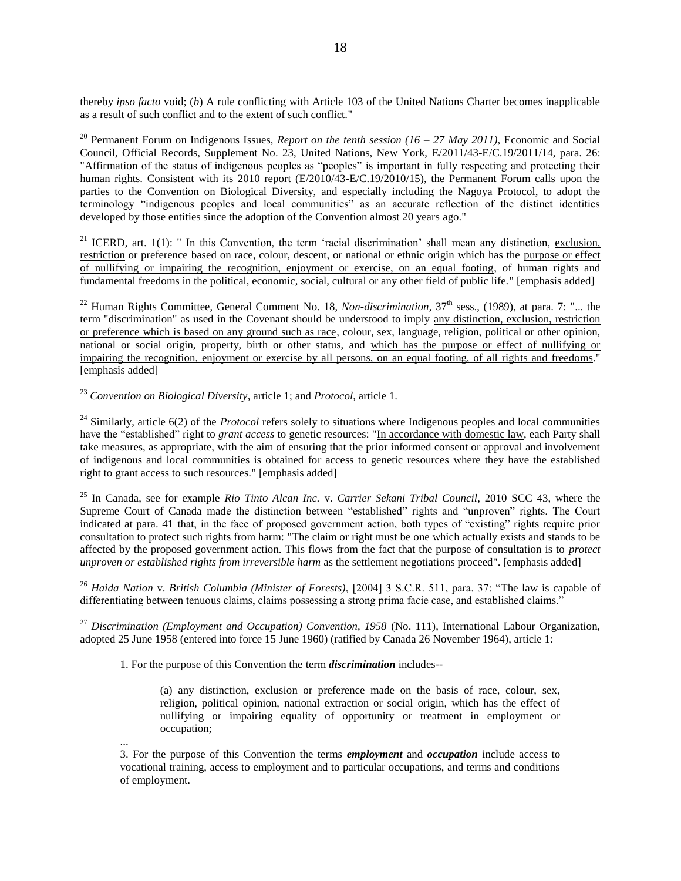thereby *ipso facto* void; (*b*) A rule conflicting with Article 103 of the United Nations Charter becomes inapplicable as a result of such conflict and to the extent of such conflict."

[20] Permanent Forum on Indigenous Issues, *Report on the tenth session (16 – 27 May 2011)*, Economic and Social Council, Official Records, Supplement No. 23, United Nations, New York, E/2011/43-E/C.19/2011/14, para. 26: "Affirmation of the status of indigenous peoples as "peoples" is important in fully respecting and protecting their human rights. Consistent with its 2010 report (E/2010/43-E/C.19/2010/15), the Permanent Forum calls upon the parties to the Convention on Biological Diversity, and especially including the Nagoya Protocol, to adopt the terminology "indigenous peoples and local communities" as an accurate reflection of the distinct identities developed by those entities since the adoption of the Convention almost 20 years ago."

[21] ICERD, art. 1(1): " In this Convention, the term 'racial discrimination' shall mean any distinction, <u>exclusion, restriction</u> or preference based on race, colour, descent, or national or ethnic origin which has the <u>purpose or effect of nullifying or impairing the recognition, enjoyment or exercise, on an equal footing</u>, of human rights and fundamental freedoms in the political, economic, social, cultural or any other field of public life." [emphasis added]

[22] Human Rights Committee, General Comment No. 18, *Non-discrimination*, 37th sess., (1989), at para. 7: "... the term "discrimination" as used in the Covenant should be understood to imply <u>any distinction, exclusion, restriction or preference which is based on any ground such as race</u>, colour, sex, language, religion, political or other opinion, national or social origin, property, birth or other status, and <u>which has the purpose or effect of nullifying or impairing the recognition, enjoyment or exercise by all persons, on an equal footing, of all rights and freedoms</u>." [emphasis added]

[23] *Convention on Biological Diversity*, article 1; and *Protocol*, article 1.

[24] Similarly, article 6(2) of the *Protocol* refers solely to situations where Indigenous peoples and local communities have the "established" right to *grant access* to genetic resources: "<u>In accordance with domestic law</u>, each Party shall take measures, as appropriate, with the aim of ensuring that the prior informed consent or approval and involvement of indigenous and local communities is obtained for access to genetic resources <u>where they have the established right to grant access</u> to such resources." [emphasis added]

[25] In Canada, see for example *Rio Tinto Alcan Inc.* v. *Carrier Sekani Tribal Council*, 2010 SCC 43, where the Supreme Court of Canada made the distinction between "established" rights and "unproven" rights. The Court indicated at para. 41 that, in the face of proposed government action, both types of "existing" rights require prior consultation to protect such rights from harm: "The claim or right must be one which actually exists and stands to be affected by the proposed government action. This flows from the fact that the purpose of consultation is to *protect unproven or established rights from irreversible harm* as the settlement negotiations proceed". [emphasis added]

[26] *Haida Nation* v. *British Columbia (Minister of Forests)*, [2004] 3 S.C.R. 511, para. 37: "The law is capable of differentiating between tenuous claims, claims possessing a strong prima facie case, and established claims."

[27] *Discrimination (Employment and Occupation) Convention, 1958* (No. 111), International Labour Organization, adopted 25 June 1958 (entered into force 15 June 1960) (ratified by Canada 26 November 1964), article 1:

> 1. For the purpose of this Convention the term ***discrimination*** includes--
>
> > (a) any distinction, exclusion or preference made on the basis of race, colour, sex, religion, political opinion, national extraction or social origin, which has the effect of nullifying or impairing equality of opportunity or treatment in employment or occupation;
>
> ...
>
> 3. For the purpose of this Convention the terms ***employment*** and ***occupation*** include access to vocational training, access to employment and to particular occupations, and terms and conditions of employment.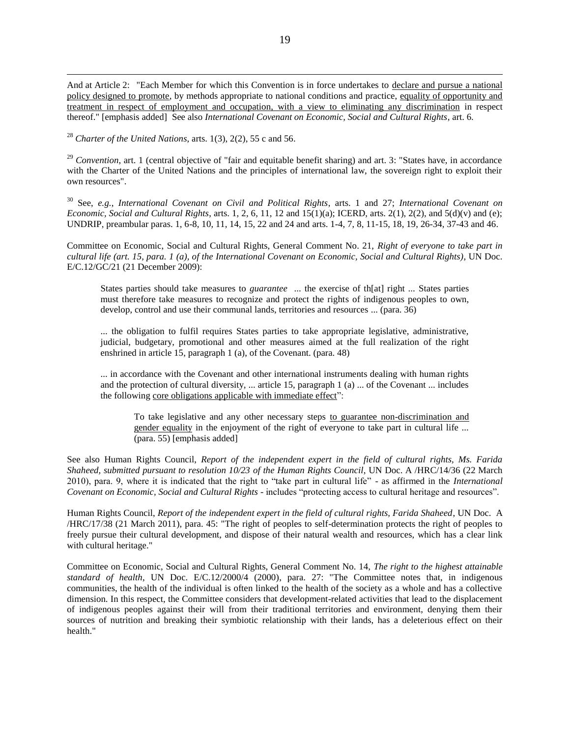And at Article 2: "Each Member for which this Convention is in force undertakes to <u>declare and pursue a national policy designed to promote</u>, by methods appropriate to national conditions and practice, <u>equality of opportunity and treatment in respect of employment and occupation, with a view to eliminating any discrimination</u> in respect thereof." [emphasis added] See also *International Covenant on Economic, Social and Cultural Rights*, art. 6.

[28] *Charter of the United Nations*, arts. 1(3), 2(2), 55 c and 56.

[29] *Convention*, art. 1 (central objective of "fair and equitable benefit sharing) and art. 3: "States have, in accordance with the Charter of the United Nations and the principles of international law, the sovereign right to exploit their own resources".

[30] See, *e.g.*, *International Covenant on Civil and Political Rights*, arts. 1 and 27; *International Covenant on Economic, Social and Cultural Rights*, arts. 1, 2, 6, 11, 12 and 15(1)(a); ICERD, arts. 2(1), 2(2), and 5(d)(v) and (e); UNDRIP, preambular paras. 1, 6-8, 10, 11, 14, 15, 22 and 24 and arts. 1-4, 7, 8, 11-15, 18, 19, 26-34, 37-43 and 46.

Committee on Economic, Social and Cultural Rights, General Comment No. 21, *Right of everyone to take part in cultural life (art. 15, para. 1 (a), of the International Covenant on Economic, Social and Cultural Rights)*, UN Doc. E/C.12/GC/21 (21 December 2009):

> States parties should take measures to *guarantee* ... the exercise of th[at] right ... States parties must therefore take measures to recognize and protect the rights of indigenous peoples to own, develop, control and use their communal lands, territories and resources ... (para. 36)
>
> ... the obligation to fulfil requires States parties to take appropriate legislative, administrative, judicial, budgetary, promotional and other measures aimed at the full realization of the right enshrined in article 15, paragraph 1 (a), of the Covenant. (para. 48)
>
> ... in accordance with the Covenant and other international instruments dealing with human rights and the protection of cultural diversity, ... article 15, paragraph 1 (a) ... of the Covenant ... includes the following <u>core obligations applicable with immediate effect</u>":
>
> > To take legislative and any other necessary steps <u>to guarantee non-discrimination and gender equality</u> in the enjoyment of the right of everyone to take part in cultural life ... (para. 55) [emphasis added]

See also Human Rights Council, *Report of the independent expert in the field of cultural rights, Ms. Farida Shaheed, submitted pursuant to resolution 10/23 of the Human Rights Council*, UN Doc. A /HRC/14/36 (22 March 2010), para. 9, where it is indicated that the right to "take part in cultural life" - as affirmed in the *International Covenant on Economic, Social and Cultural Rights* - includes "protecting access to cultural heritage and resources".

Human Rights Council, *Report of the independent expert in the field of cultural rights, Farida Shaheed*, UN Doc. A /HRC/17/38 (21 March 2011), para. 45: "The right of peoples to self-determination protects the right of peoples to freely pursue their cultural development, and dispose of their natural wealth and resources, which has a clear link with cultural heritage."

Committee on Economic, Social and Cultural Rights, General Comment No. 14, *The right to the highest attainable standard of health*, UN Doc. E/C.12/2000/4 (2000), para. 27: "The Committee notes that, in indigenous communities, the health of the individual is often linked to the health of the society as a whole and has a collective dimension. In this respect, the Committee considers that development-related activities that lead to the displacement of indigenous peoples against their will from their traditional territories and environment, denying them their sources of nutrition and breaking their symbiotic relationship with their lands, has a deleterious effect on their health."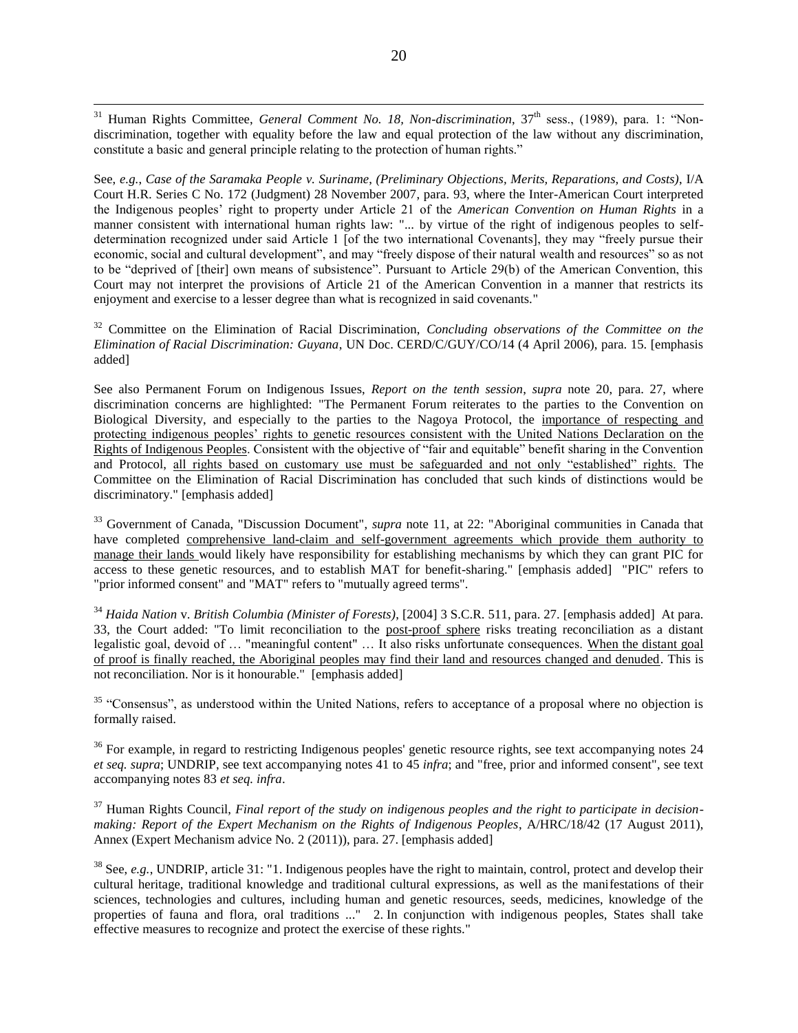[31] Human Rights Committee, *General Comment No. 18, Non-discrimination*, 37th sess., (1989), para. 1: "Non-discrimination, together with equality before the law and equal protection of the law without any discrimination, constitute a basic and general principle relating to the protection of human rights."

See, *e.g.*, *Case of the Saramaka People v. Suriname, (Preliminary Objections, Merits, Reparations, and Costs)*, I/A Court H.R. Series C No. 172 (Judgment) 28 November 2007, para. 93, where the Inter-American Court interpreted the Indigenous peoples' right to property under Article 21 of the *American Convention on Human Rights* in a manner consistent with international human rights law: "... by virtue of the right of indigenous peoples to self-determination recognized under said Article 1 [of the two international Covenants], they may "freely pursue their economic, social and cultural development", and may "freely dispose of their natural wealth and resources" so as not to be "deprived of [their] own means of subsistence". Pursuant to Article 29(b) of the American Convention, this Court may not interpret the provisions of Article 21 of the American Convention in a manner that restricts its enjoyment and exercise to a lesser degree than what is recognized in said covenants."

[32] Committee on the Elimination of Racial Discrimination, *Concluding observations of the Committee on the Elimination of Racial Discrimination: Guyana*, UN Doc. CERD/C/GUY/CO/14 (4 April 2006), para. 15. [emphasis added]

See also Permanent Forum on Indigenous Issues, *Report on the tenth session*, *supra* note 20, para. 27, where discrimination concerns are highlighted: "The Permanent Forum reiterates to the parties to the Convention on Biological Diversity, and especially to the parties to the Nagoya Protocol, the <u>importance of respecting and protecting indigenous peoples' rights to genetic resources consistent with the United Nations Declaration on the Rights of Indigenous Peoples</u>. Consistent with the objective of "fair and equitable" benefit sharing in the Convention and Protocol, <u>all rights based on customary use must be safeguarded and not only "established" rights.</u> The Committee on the Elimination of Racial Discrimination has concluded that such kinds of distinctions would be discriminatory." [emphasis added]

[33] Government of Canada, "Discussion Document", *supra* note 11, at 22: "Aboriginal communities in Canada that have completed <u>comprehensive land-claim and self-government agreements which provide them authority to manage their lands</u> would likely have responsibility for establishing mechanisms by which they can grant PIC for access to these genetic resources, and to establish MAT for benefit-sharing." [emphasis added] "PIC" refers to "prior informed consent" and "MAT" refers to "mutually agreed terms".

[34] *Haida Nation* v. *British Columbia (Minister of Forests)*, [2004] 3 S.C.R. 511, para. 27. [emphasis added] At para. 33, the Court added: "To limit reconciliation to the <u>post-proof sphere</u> risks treating reconciliation as a distant legalistic goal, devoid of … "meaningful content" … It also risks unfortunate consequences. <u>When the distant goal of proof is finally reached, the Aboriginal peoples may find their land and resources changed and denuded</u>. This is not reconciliation. Nor is it honourable." [emphasis added]

[35] "Consensus", as understood within the United Nations, refers to acceptance of a proposal where no objection is formally raised.

[36] For example, in regard to restricting Indigenous peoples' genetic resource rights, see text accompanying notes 24 *et seq. supra*; UNDRIP, see text accompanying notes 41 to 45 *infra*; and "free, prior and informed consent", see text accompanying notes 83 *et seq. infra*.

[37] Human Rights Council, *Final report of the study on indigenous peoples and the right to participate in decision-making: Report of the Expert Mechanism on the Rights of Indigenous Peoples*, A/HRC/18/42 (17 August 2011), Annex (Expert Mechanism advice No. 2 (2011)), para. 27. [emphasis added]

[38] See, *e.g.*, UNDRIP, article 31: "1. Indigenous peoples have the right to maintain, control, protect and develop their cultural heritage, traditional knowledge and traditional cultural expressions, as well as the manifestations of their sciences, technologies and cultures, including human and genetic resources, seeds, medicines, knowledge of the properties of fauna and flora, oral traditions ..." 2. In conjunction with indigenous peoples, States shall take effective measures to recognize and protect the exercise of these rights."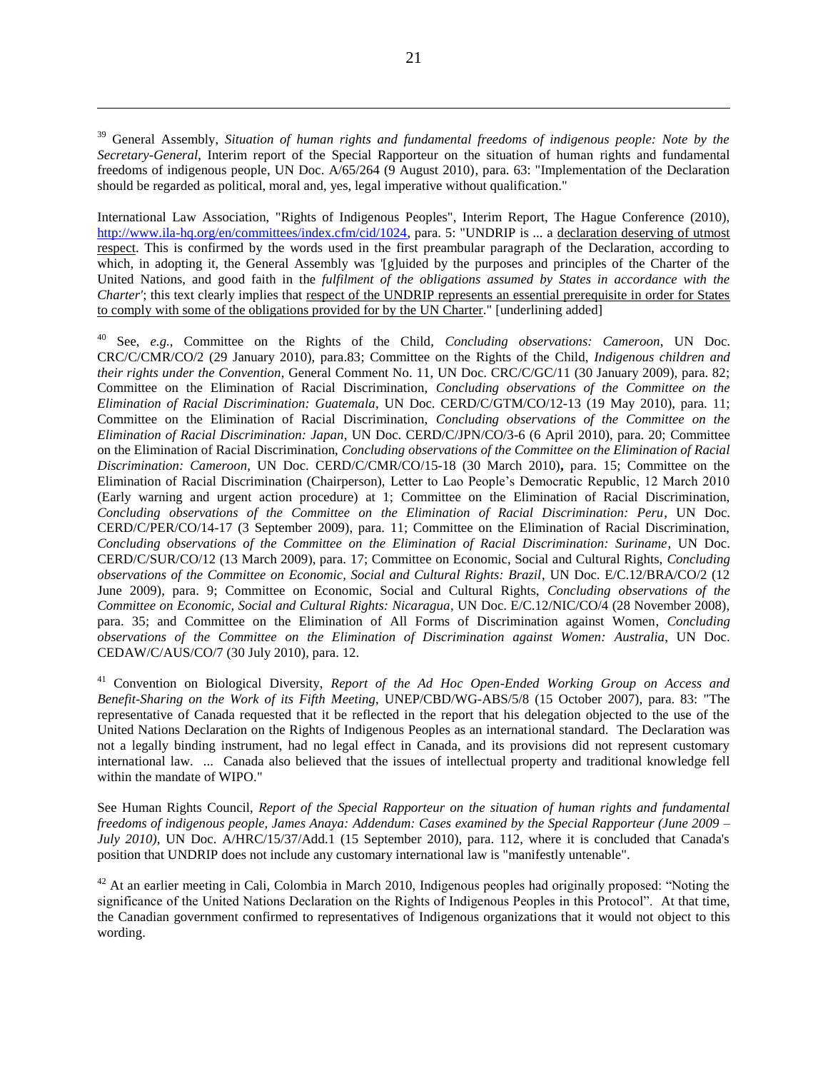[39] General Assembly, *Situation of human rights and fundamental freedoms of indigenous people: Note by the Secretary-General*, Interim report of the Special Rapporteur on the situation of human rights and fundamental freedoms of indigenous people, UN Doc. A/65/264 (9 August 2010), para. 63: "Implementation of the Declaration should be regarded as political, moral and, yes, legal imperative without qualification."

International Law Association, "Rights of Indigenous Peoples", Interim Report, The Hague Conference (2010), http://www.ila-hq.org/en/committees/index.cfm/cid/1024, para. 5: "UNDRIP is ... a <u>declaration deserving of utmost respect</u>. This is confirmed by the words used in the first preambular paragraph of the Declaration, according to which, in adopting it, the General Assembly was '[g]uided by the purposes and principles of the Charter of the United Nations, and good faith in the *fulfilment of the obligations assumed by States in accordance with the Charter*'; this text clearly implies that <u>respect of the UNDRIP represents an essential prerequisite in order for States to comply with some of the obligations provided for by the UN Charter</u>." [underlining added]

[40] See, *e.g.*, Committee on the Rights of the Child, *Concluding observations: Cameroon*, UN Doc. CRC/C/CMR/CO/2 (29 January 2010), para.83; Committee on the Rights of the Child, *Indigenous children and their rights under the Convention*, General Comment No. 11, UN Doc. CRC/C/GC/11 (30 January 2009), para. 82; Committee on the Elimination of Racial Discrimination, *Concluding observations of the Committee on the Elimination of Racial Discrimination: Guatemala*, UN Doc. CERD/C/GTM/CO/12-13 (19 May 2010), para. 11; Committee on the Elimination of Racial Discrimination, *Concluding observations of the Committee on the Elimination of Racial Discrimination: Japan*, UN Doc. CERD/C/JPN/CO/3-6 (6 April 2010), para. 20; Committee on the Elimination of Racial Discrimination, *Concluding observations of the Committee on the Elimination of Racial Discrimination: Cameroon*, UN Doc. CERD/C/CMR/CO/15-18 (30 March 2010)**,** para. 15; Committee on the Elimination of Racial Discrimination (Chairperson), Letter to Lao People's Democratic Republic, 12 March 2010 (Early warning and urgent action procedure) at 1; Committee on the Elimination of Racial Discrimination, *Concluding observations of the Committee on the Elimination of Racial Discrimination: Peru*, UN Doc. CERD/C/PER/CO/14-17 (3 September 2009), para. 11; Committee on the Elimination of Racial Discrimination, *Concluding observations of the Committee on the Elimination of Racial Discrimination: Suriname*, UN Doc. CERD/C/SUR/CO/12 (13 March 2009), para. 17; Committee on Economic, Social and Cultural Rights, *Concluding observations of the Committee on Economic, Social and Cultural Rights: Brazil*, UN Doc. E/C.12/BRA/CO/2 (12 June 2009), para. 9; Committee on Economic, Social and Cultural Rights, *Concluding observations of the Committee on Economic, Social and Cultural Rights: Nicaragua*, UN Doc. E/C.12/NIC/CO/4 (28 November 2008), para. 35; and Committee on the Elimination of All Forms of Discrimination against Women, *Concluding observations of the Committee on the Elimination of Discrimination against Women: Australia*, UN Doc. CEDAW/C/AUS/CO/7 (30 July 2010), para. 12.

[41] Convention on Biological Diversity, *Report of the Ad Hoc Open-Ended Working Group on Access and Benefit-Sharing on the Work of its Fifth Meeting*, UNEP/CBD/WG-ABS/5/8 (15 October 2007), para. 83: "The representative of Canada requested that it be reflected in the report that his delegation objected to the use of the United Nations Declaration on the Rights of Indigenous Peoples as an international standard. The Declaration was not a legally binding instrument, had no legal effect in Canada, and its provisions did not represent customary international law. ... Canada also believed that the issues of intellectual property and traditional knowledge fell within the mandate of WIPO."

See Human Rights Council, *Report of the Special Rapporteur on the situation of human rights and fundamental freedoms of indigenous people, James Anaya: Addendum: Cases examined by the Special Rapporteur (June 2009 – July 2010)*, UN Doc. A/HRC/15/37/Add.1 (15 September 2010), para. 112, where it is concluded that Canada's position that UNDRIP does not include any customary international law is "manifestly untenable".

[42] At an earlier meeting in Cali, Colombia in March 2010, Indigenous peoples had originally proposed: "Noting the significance of the United Nations Declaration on the Rights of Indigenous Peoples in this Protocol". At that time, the Canadian government confirmed to representatives of Indigenous organizations that it would not object to this wording.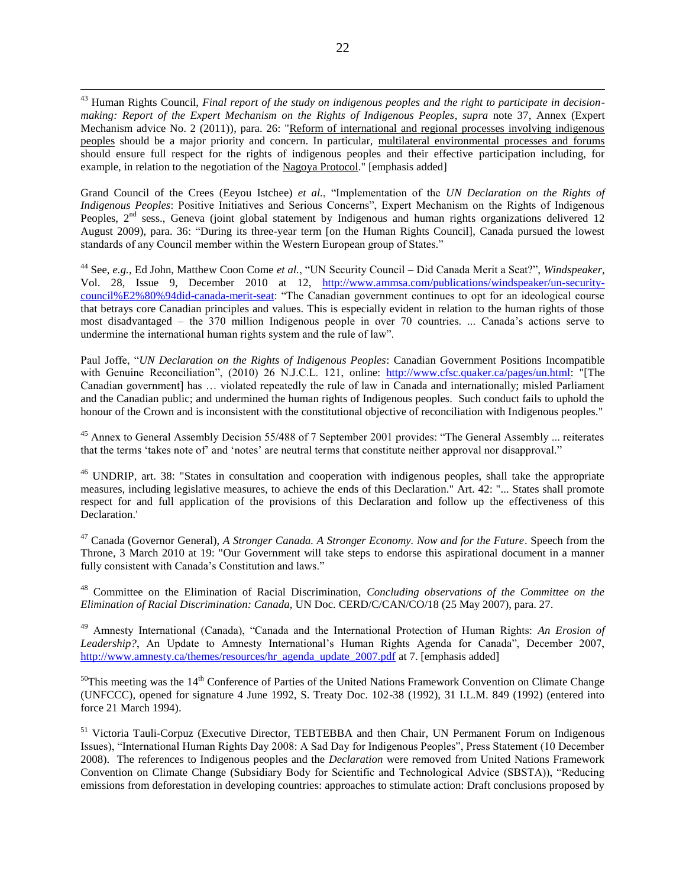[43] Human Rights Council, *Final report of the study on indigenous peoples and the right to participate in decision-making: Report of the Expert Mechanism on the Rights of Indigenous Peoples*, *supra* note 37, Annex (Expert Mechanism advice No. 2 (2011)), para. 26: "Reform of international and regional processes involving indigenous peoples should be a major priority and concern. In particular, multilateral environmental processes and forums should ensure full respect for the rights of indigenous peoples and their effective participation including, for example, in relation to the negotiation of the Nagoya Protocol." [emphasis added]

Grand Council of the Crees (Eeyou Istchee) *et al.*, "Implementation of the *UN Declaration on the Rights of Indigenous Peoples*: Positive Initiatives and Serious Concerns", Expert Mechanism on the Rights of Indigenous Peoples, 2nd sess., Geneva (joint global statement by Indigenous and human rights organizations delivered 12 August 2009), para. 36: "During its three-year term [on the Human Rights Council], Canada pursued the lowest standards of any Council member within the Western European group of States."

[44] See, *e.g.*, Ed John, Matthew Coon Come *et al.*, "UN Security Council – Did Canada Merit a Seat?", *Windspeaker*, Vol. 28, Issue 9, December 2010 at 12, http://www.ammsa.com/publications/windspeaker/un-security-council%E2%80%94did-canada-merit-seat: "The Canadian government continues to opt for an ideological course that betrays core Canadian principles and values. This is especially evident in relation to the human rights of those most disadvantaged – the 370 million Indigenous people in over 70 countries. ... Canada's actions serve to undermine the international human rights system and the rule of law".

Paul Joffe, "*UN Declaration on the Rights of Indigenous Peoples*: Canadian Government Positions Incompatible with Genuine Reconciliation", (2010) 26 N.J.C.L. 121, online: http://www.cfsc.quaker.ca/pages/un.html: "[The Canadian government] has … violated repeatedly the rule of law in Canada and internationally; misled Parliament and the Canadian public; and undermined the human rights of Indigenous peoples. Such conduct fails to uphold the honour of the Crown and is inconsistent with the constitutional objective of reconciliation with Indigenous peoples."

[45] Annex to General Assembly Decision 55/488 of 7 September 2001 provides: "The General Assembly ... reiterates that the terms 'takes note of' and 'notes' are neutral terms that constitute neither approval nor disapproval."

[46] UNDRIP, art. 38: "States in consultation and cooperation with indigenous peoples, shall take the appropriate measures, including legislative measures, to achieve the ends of this Declaration." Art. 42: "... States shall promote respect for and full application of the provisions of this Declaration and follow up the effectiveness of this Declaration.'

[47] Canada (Governor General), *A Stronger Canada. A Stronger Economy. Now and for the Future*. Speech from the Throne, 3 March 2010 at 19: "Our Government will take steps to endorse this aspirational document in a manner fully consistent with Canada's Constitution and laws."

[48] Committee on the Elimination of Racial Discrimination, *Concluding observations of the Committee on the Elimination of Racial Discrimination: Canada*, UN Doc. CERD/C/CAN/CO/18 (25 May 2007), para. 27.

[49] Amnesty International (Canada), "Canada and the International Protection of Human Rights: *An Erosion of Leadership?*, An Update to Amnesty International's Human Rights Agenda for Canada", December 2007, http://www.amnesty.ca/themes/resources/hr_agenda_update_2007.pdf at 7. [emphasis added]

[50] This meeting was the 14th Conference of Parties of the United Nations Framework Convention on Climate Change (UNFCCC), opened for signature 4 June 1992, S. Treaty Doc. 102-38 (1992), 31 I.L.M. 849 (1992) (entered into force 21 March 1994).

[51] Victoria Tauli-Corpuz (Executive Director, TEBTEBBA and then Chair, UN Permanent Forum on Indigenous Issues), "International Human Rights Day 2008: A Sad Day for Indigenous Peoples", Press Statement (10 December 2008). The references to Indigenous peoples and the *Declaration* were removed from United Nations Framework Convention on Climate Change (Subsidiary Body for Scientific and Technological Advice (SBSTA)), "Reducing emissions from deforestation in developing countries: approaches to stimulate action: Draft conclusions proposed by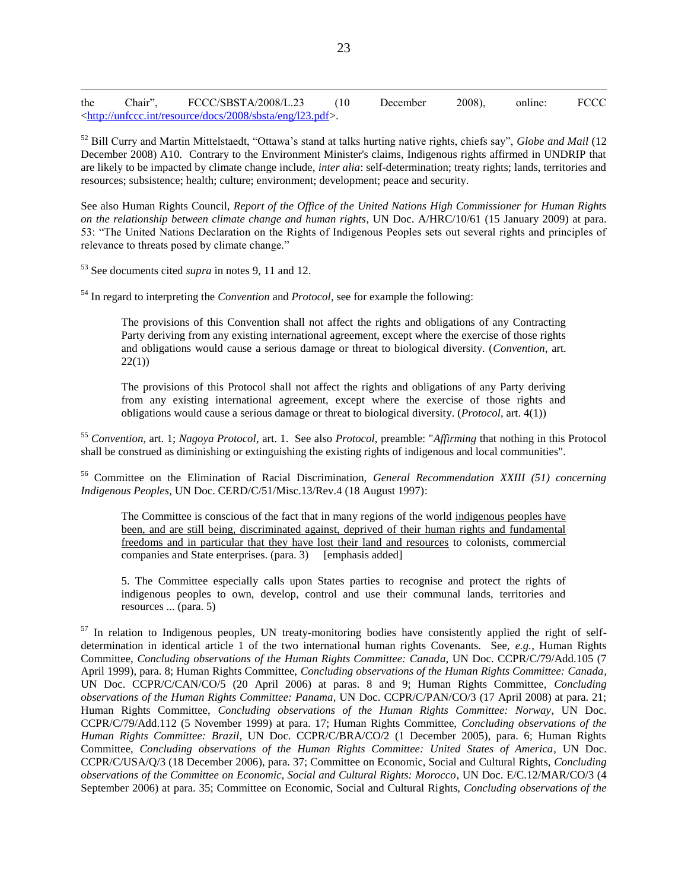the Chair", FCCC/SBSTA/2008/L.23 (10 December 2008), online: FCCC <http://unfccc.int/resource/docs/2008/sbsta/eng/l23.pdf>.

[52] Bill Curry and Martin Mittelstaedt, "Ottawa's stand at talks hurting native rights, chiefs say", *Globe and Mail* (12 December 2008) A10. Contrary to the Environment Minister's claims, Indigenous rights affirmed in UNDRIP that are likely to be impacted by climate change include, *inter alia*: self-determination; treaty rights; lands, territories and resources; subsistence; health; culture; environment; development; peace and security.

See also Human Rights Council, *Report of the Office of the United Nations High Commissioner for Human Rights on the relationship between climate change and human rights*, UN Doc. A/HRC/10/61 (15 January 2009) at para. 53: "The United Nations Declaration on the Rights of Indigenous Peoples sets out several rights and principles of relevance to threats posed by climate change."

[53] See documents cited *supra* in notes 9, 11 and 12.

[54] In regard to interpreting the *Convention* and *Protocol*, see for example the following:

> The provisions of this Convention shall not affect the rights and obligations of any Contracting Party deriving from any existing international agreement, except where the exercise of those rights and obligations would cause a serious damage or threat to biological diversity. (*Convention*, art. 22(1))
>
> The provisions of this Protocol shall not affect the rights and obligations of any Party deriving from any existing international agreement, except where the exercise of those rights and obligations would cause a serious damage or threat to biological diversity. (*Protocol*, art. 4(1))

[55] *Convention*, art. 1; *Nagoya Protocol*, art. 1. See also *Protocol*, preamble: "*Affirming* that nothing in this Protocol shall be construed as diminishing or extinguishing the existing rights of indigenous and local communities".

[56] Committee on the Elimination of Racial Discrimination, *General Recommendation XXIII (51) concerning Indigenous Peoples*, UN Doc. CERD/C/51/Misc.13/Rev.4 (18 August 1997):

> The Committee is conscious of the fact that in many regions of the world <u>indigenous peoples have been, and are still being, discriminated against, deprived of their human rights and fundamental freedoms and in particular that they have lost their land and resources</u> to colonists, commercial companies and State enterprises. (para. 3) [emphasis added]
>
> 5. The Committee especially calls upon States parties to recognise and protect the rights of indigenous peoples to own, develop, control and use their communal lands, territories and resources ... (para. 5)

[57] In relation to Indigenous peoples, UN treaty-monitoring bodies have consistently applied the right of self-determination in identical article 1 of the two international human rights Covenants. See, *e.g.*, Human Rights Committee, *Concluding observations of the Human Rights Committee: Canada*, UN Doc. CCPR/C/79/Add.105 (7 April 1999), para. 8; Human Rights Committee, *Concluding observations of the Human Rights Committee: Canada*, UN Doc. CCPR/C/CAN/CO/5 (20 April 2006) at paras. 8 and 9; Human Rights Committee, *Concluding observations of the Human Rights Committee: Panama*, UN Doc. CCPR/C/PAN/CO/3 (17 April 2008) at para. 21; Human Rights Committee, *Concluding observations of the Human Rights Committee: Norway*, UN Doc. CCPR/C/79/Add.112 (5 November 1999) at para. 17; Human Rights Committee, *Concluding observations of the Human Rights Committee: Brazil*, UN Doc. CCPR/C/BRA/CO/2 (1 December 2005), para. 6; Human Rights Committee, *Concluding observations of the Human Rights Committee: United States of America*, UN Doc. CCPR/C/USA/Q/3 (18 December 2006), para. 37; Committee on Economic, Social and Cultural Rights, *Concluding observations of the Committee on Economic, Social and Cultural Rights: Morocco*, UN Doc. E/C.12/MAR/CO/3 (4 September 2006) at para. 35; Committee on Economic, Social and Cultural Rights, *Concluding observations of the*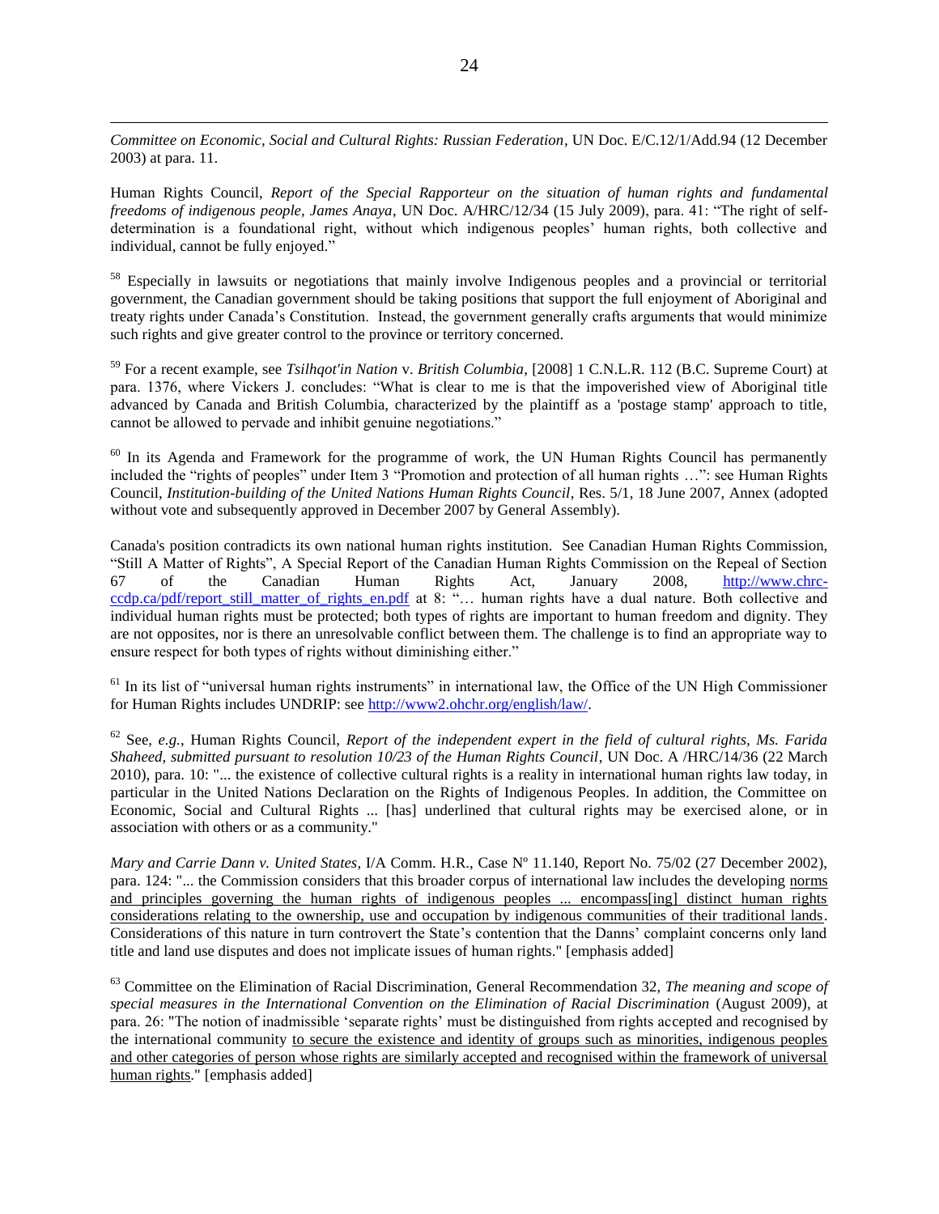*Committee on Economic, Social and Cultural Rights: Russian Federation*, UN Doc. E/C.12/1/Add.94 (12 December 2003) at para. 11.

Human Rights Council, *Report of the Special Rapporteur on the situation of human rights and fundamental freedoms of indigenous people, James Anaya*, UN Doc. A/HRC/12/34 (15 July 2009), para. 41: "The right of self-determination is a foundational right, without which indigenous peoples' human rights, both collective and individual, cannot be fully enjoyed."

[58] Especially in lawsuits or negotiations that mainly involve Indigenous peoples and a provincial or territorial government, the Canadian government should be taking positions that support the full enjoyment of Aboriginal and treaty rights under Canada's Constitution. Instead, the government generally crafts arguments that would minimize such rights and give greater control to the province or territory concerned.

[59] For a recent example, see *Tsilhqot'in Nation* v. *British Columbia*, [2008] 1 C.N.L.R. 112 (B.C. Supreme Court) at para. 1376, where Vickers J. concludes: "What is clear to me is that the impoverished view of Aboriginal title advanced by Canada and British Columbia, characterized by the plaintiff as a 'postage stamp' approach to title, cannot be allowed to pervade and inhibit genuine negotiations."

[60] In its Agenda and Framework for the programme of work, the UN Human Rights Council has permanently included the "rights of peoples" under Item 3 "Promotion and protection of all human rights …": see Human Rights Council, *Institution-building of the United Nations Human Rights Council*, Res. 5/1, 18 June 2007, Annex (adopted without vote and subsequently approved in December 2007 by General Assembly).

Canada's position contradicts its own national human rights institution. See Canadian Human Rights Commission, "Still A Matter of Rights", A Special Report of the Canadian Human Rights Commission on the Repeal of Section 67 of the Canadian Human Rights Act, January 2008, http://www.chrc-ccdp.ca/pdf/report_still_matter_of_rights_en.pdf at 8: "… human rights have a dual nature. Both collective and individual human rights must be protected; both types of rights are important to human freedom and dignity. They are not opposites, nor is there an unresolvable conflict between them. The challenge is to find an appropriate way to ensure respect for both types of rights without diminishing either."

[61] In its list of "universal human rights instruments" in international law, the Office of the UN High Commissioner for Human Rights includes UNDRIP: see http://www2.ohchr.org/english/law/.

[62] See, *e.g.*, Human Rights Council, *Report of the independent expert in the field of cultural rights, Ms. Farida Shaheed, submitted pursuant to resolution 10/23 of the Human Rights Council*, UN Doc. A /HRC/14/36 (22 March 2010), para. 10: "... the existence of collective cultural rights is a reality in international human rights law today, in particular in the United Nations Declaration on the Rights of Indigenous Peoples. In addition, the Committee on Economic, Social and Cultural Rights ... [has] underlined that cultural rights may be exercised alone, or in association with others or as a community."

*Mary and Carrie Dann v. United States*, I/A Comm. H.R., Case Nº 11.140, Report No. 75/02 (27 December 2002), para. 124: "... the Commission considers that this broader corpus of international law includes the developing <u>norms and principles governing the human rights of indigenous peoples ... encompass[ing] distinct human rights considerations relating to the ownership, use and occupation by indigenous communities of their traditional lands</u>. Considerations of this nature in turn controvert the State's contention that the Danns' complaint concerns only land title and land use disputes and does not implicate issues of human rights." [emphasis added]

[63] Committee on the Elimination of Racial Discrimination, General Recommendation 32, *The meaning and scope of special measures in the International Convention on the Elimination of Racial Discrimination* (August 2009), at para. 26: "The notion of inadmissible 'separate rights' must be distinguished from rights accepted and recognised by the international community <u>to secure the existence and identity of groups such as minorities, indigenous peoples and other categories of person whose rights are similarly accepted and recognised within the framework of universal human rights</u>." [emphasis added]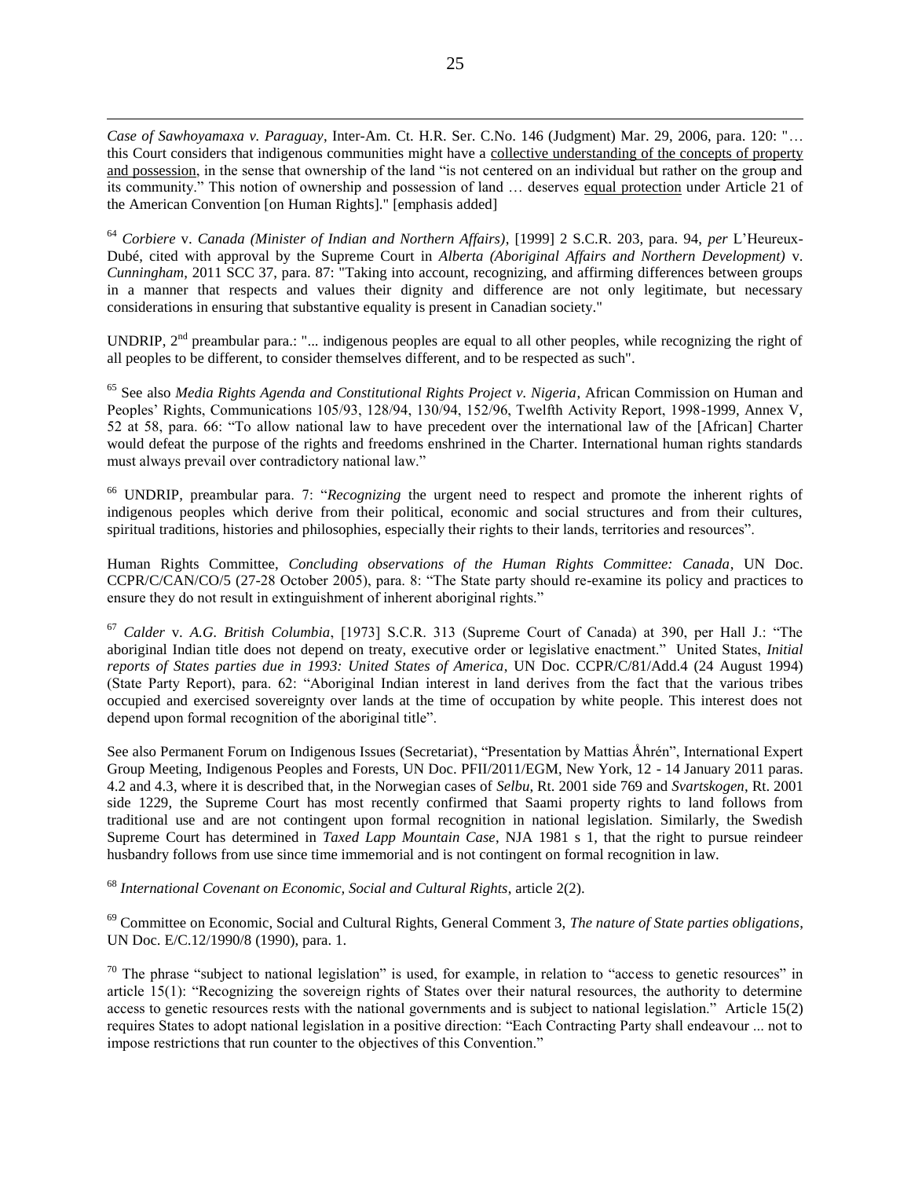*Case of Sawhoyamaxa v. Paraguay*, Inter-Am. Ct. H.R. Ser. C.No. 146 (Judgment) Mar. 29, 2006, para. 120: "… this Court considers that indigenous communities might have a <u>collective understanding of the concepts of property and possession</u>, in the sense that ownership of the land "is not centered on an individual but rather on the group and its community." This notion of ownership and possession of land … deserves <u>equal protection</u> under Article 21 of the American Convention [on Human Rights]." [emphasis added]

[64] *Corbiere* v. *Canada (Minister of Indian and Northern Affairs)*, [1999] 2 S.C.R. 203, para. 94, *per* L'Heureux-Dubé, cited with approval by the Supreme Court in *Alberta (Aboriginal Affairs and Northern Development)* v. *Cunningham*, 2011 SCC 37, para. 87: "Taking into account, recognizing, and affirming differences between groups in a manner that respects and values their dignity and difference are not only legitimate, but necessary considerations in ensuring that substantive equality is present in Canadian society."

UNDRIP, 2nd preambular para.: "... indigenous peoples are equal to all other peoples, while recognizing the right of all peoples to be different, to consider themselves different, and to be respected as such".

[65] See also *Media Rights Agenda and Constitutional Rights Project v. Nigeria*, African Commission on Human and Peoples' Rights, Communications 105/93, 128/94, 130/94, 152/96, Twelfth Activity Report, 1998-1999, Annex V, 52 at 58, para. 66: "To allow national law to have precedent over the international law of the [African] Charter would defeat the purpose of the rights and freedoms enshrined in the Charter. International human rights standards must always prevail over contradictory national law."

[66] UNDRIP, preambular para. 7: "*Recognizing* the urgent need to respect and promote the inherent rights of indigenous peoples which derive from their political, economic and social structures and from their cultures, spiritual traditions, histories and philosophies, especially their rights to their lands, territories and resources".

Human Rights Committee, *Concluding observations of the Human Rights Committee: Canada*, UN Doc. CCPR/C/CAN/CO/5 (27-28 October 2005), para. 8: "The State party should re-examine its policy and practices to ensure they do not result in extinguishment of inherent aboriginal rights."

[67] *Calder* v. *A.G. British Columbia*, [1973] S.C.R. 313 (Supreme Court of Canada) at 390, per Hall J.: "The aboriginal Indian title does not depend on treaty, executive order or legislative enactment." United States, *Initial reports of States parties due in 1993: United States of America*, UN Doc. CCPR/C/81/Add.4 (24 August 1994) (State Party Report), para. 62: "Aboriginal Indian interest in land derives from the fact that the various tribes occupied and exercised sovereignty over lands at the time of occupation by white people. This interest does not depend upon formal recognition of the aboriginal title".

See also Permanent Forum on Indigenous Issues (Secretariat), "Presentation by Mattias Åhrén", International Expert Group Meeting, Indigenous Peoples and Forests, UN Doc. PFII/2011/EGM, New York, 12 - 14 January 2011 paras. 4.2 and 4.3, where it is described that, in the Norwegian cases of *Selbu*, Rt. 2001 side 769 and *Svartskogen*, Rt. 2001 side 1229, the Supreme Court has most recently confirmed that Saami property rights to land follows from traditional use and are not contingent upon formal recognition in national legislation. Similarly, the Swedish Supreme Court has determined in *Taxed Lapp Mountain Case*, NJA 1981 s 1, that the right to pursue reindeer husbandry follows from use since time immemorial and is not contingent on formal recognition in law.

[68] *International Covenant on Economic, Social and Cultural Rights*, article 2(2).

[69] Committee on Economic, Social and Cultural Rights, General Comment 3, *The nature of State parties obligations*, UN Doc. E/C.12/1990/8 (1990), para. 1.

[70] The phrase "subject to national legislation" is used, for example, in relation to "access to genetic resources" in article 15(1): "Recognizing the sovereign rights of States over their natural resources, the authority to determine access to genetic resources rests with the national governments and is subject to national legislation." Article 15(2) requires States to adopt national legislation in a positive direction: "Each Contracting Party shall endeavour ... not to impose restrictions that run counter to the objectives of this Convention."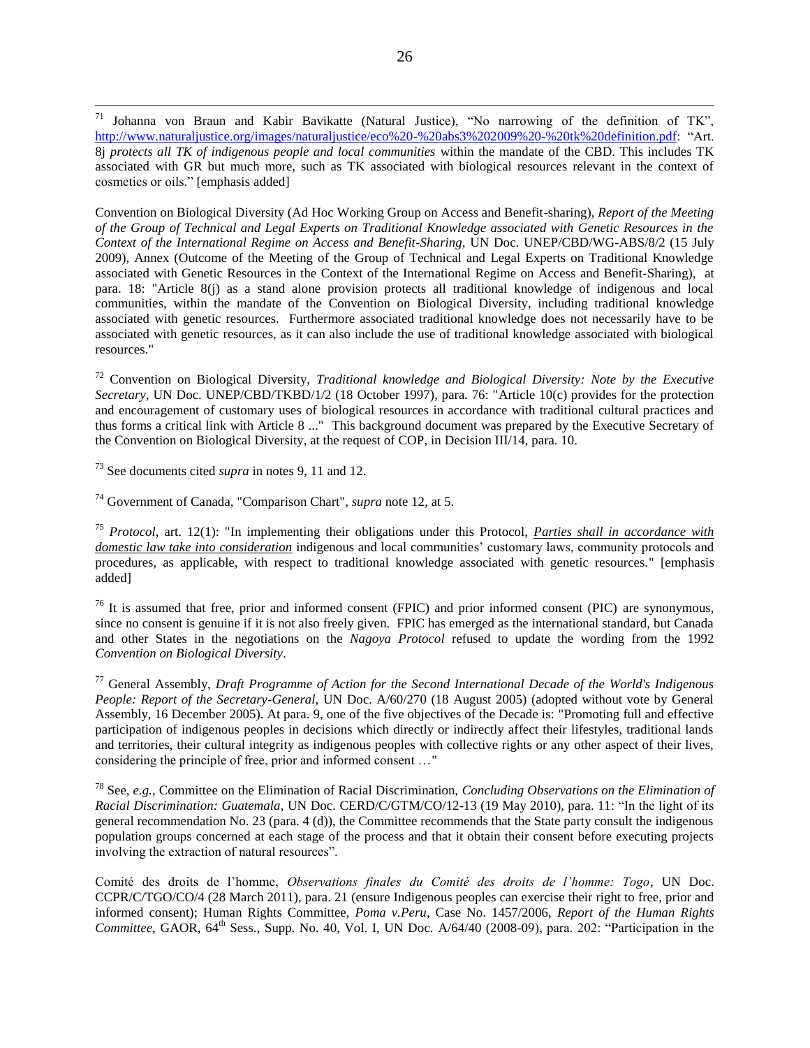[71] Johanna von Braun and Kabir Bavikatte (Natural Justice), "No narrowing of the definition of TK", http://www.naturaljustice.org/images/naturaljustice/eco%20-%20abs3%202009%20-%20tk%20definition.pdf: "Art. 8j *protects all TK of indigenous people and local communities* within the mandate of the CBD. This includes TK associated with GR but much more, such as TK associated with biological resources relevant in the context of cosmetics or oils." [emphasis added]

Convention on Biological Diversity (Ad Hoc Working Group on Access and Benefit-sharing), *Report of the Meeting of the Group of Technical and Legal Experts on Traditional Knowledge associated with Genetic Resources in the Context of the International Regime on Access and Benefit-Sharing*, UN Doc. UNEP/CBD/WG-ABS/8/2 (15 July 2009), Annex (Outcome of the Meeting of the Group of Technical and Legal Experts on Traditional Knowledge associated with Genetic Resources in the Context of the International Regime on Access and Benefit-Sharing), at para. 18: "Article 8(j) as a stand alone provision protects all traditional knowledge of indigenous and local communities, within the mandate of the Convention on Biological Diversity, including traditional knowledge associated with genetic resources. Furthermore associated traditional knowledge does not necessarily have to be associated with genetic resources, as it can also include the use of traditional knowledge associated with biological resources."

[72] Convention on Biological Diversity, *Traditional knowledge and Biological Diversity: Note by the Executive Secretary*, UN Doc. UNEP/CBD/TKBD/1/2 (18 October 1997), para. 76: "Article 10(c) provides for the protection and encouragement of customary uses of biological resources in accordance with traditional cultural practices and thus forms a critical link with Article 8 ..." This background document was prepared by the Executive Secretary of the Convention on Biological Diversity, at the request of COP, in Decision III/14, para. 10.

[73] See documents cited *supra* in notes 9, 11 and 12.

[74] Government of Canada, "Comparison Chart", *supra* note 12, at 5.

[75] *Protocol*, art. 12(1): "In implementing their obligations under this Protocol, ***Parties shall in accordance with domestic law take into consideration*** indigenous and local communities' customary laws, community protocols and procedures, as applicable, with respect to traditional knowledge associated with genetic resources." [emphasis added]

[76] It is assumed that free, prior and informed consent (FPIC) and prior informed consent (PIC) are synonymous, since no consent is genuine if it is not also freely given. FPIC has emerged as the international standard, but Canada and other States in the negotiations on the *Nagoya Protocol* refused to update the wording from the 1992 *Convention on Biological Diversity*.

[77] General Assembly, *Draft Programme of Action for the Second International Decade of the World's Indigenous People: Report of the Secretary-General*, UN Doc. A/60/270 (18 August 2005) (adopted without vote by General Assembly, 16 December 2005). At para. 9, one of the five objectives of the Decade is: "Promoting full and effective participation of indigenous peoples in decisions which directly or indirectly affect their lifestyles, traditional lands and territories, their cultural integrity as indigenous peoples with collective rights or any other aspect of their lives, considering the principle of free, prior and informed consent …"

[78] See, *e.g.*, Committee on the Elimination of Racial Discrimination, *Concluding Observations on the Elimination of Racial Discrimination: Guatemala*, UN Doc. CERD/C/GTM/CO/12-13 (19 May 2010), para. 11: "In the light of its general recommendation No. 23 (para. 4 (d)), the Committee recommends that the State party consult the indigenous population groups concerned at each stage of the process and that it obtain their consent before executing projects involving the extraction of natural resources".

Comité des droits de l'homme, *Observations finales du Comité des droits de l'homme: Togo*, UN Doc. CCPR/C/TGO/CO/4 (28 March 2011), para. 21 (ensure Indigenous peoples can exercise their right to free, prior and informed consent); Human Rights Committee, *Poma v.Peru*, Case No. 1457/2006, *Report of the Human Rights Committee*, GAOR, 64th Sess., Supp. No. 40, Vol. I, UN Doc. A/64/40 (2008-09), para. 202: "Participation in the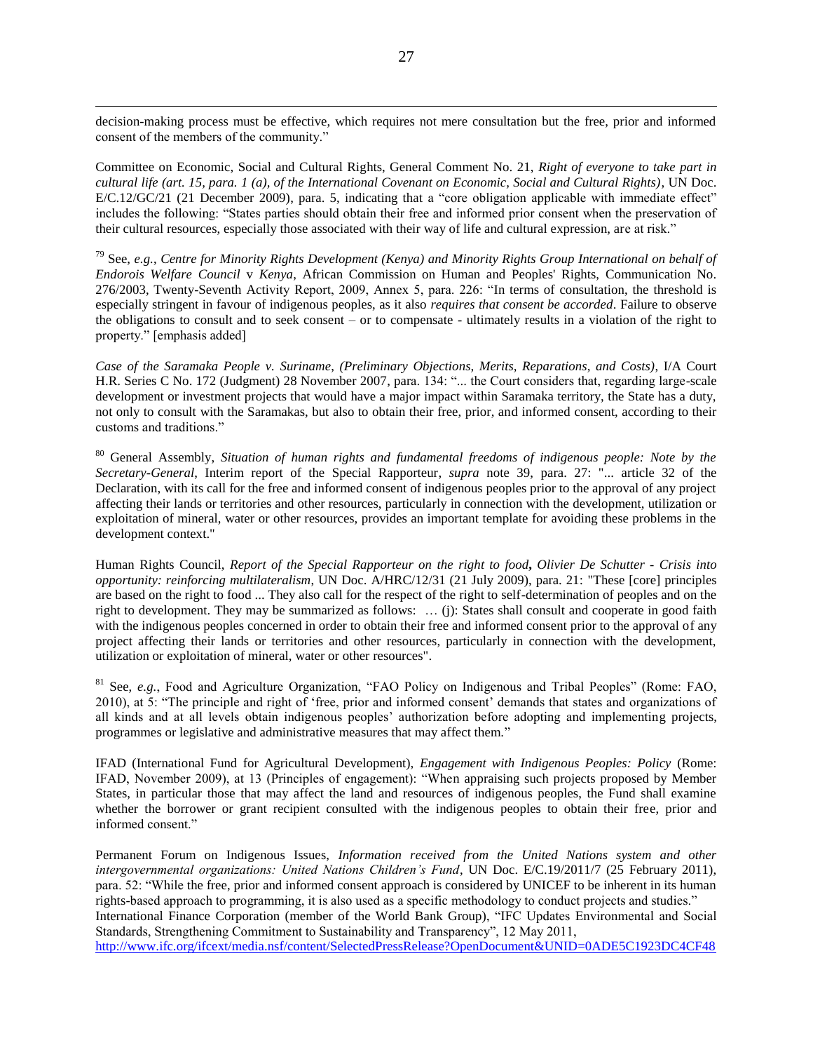decision-making process must be effective, which requires not mere consultation but the free, prior and informed consent of the members of the community."

Committee on Economic, Social and Cultural Rights, General Comment No. 21, *Right of everyone to take part in cultural life (art. 15, para. 1 (a), of the International Covenant on Economic, Social and Cultural Rights)*, UN Doc. E/C.12/GC/21 (21 December 2009), para. 5, indicating that a "core obligation applicable with immediate effect" includes the following: "States parties should obtain their free and informed prior consent when the preservation of their cultural resources, especially those associated with their way of life and cultural expression, are at risk."

[79] See, *e.g.*, *Centre for Minority Rights Development (Kenya) and Minority Rights Group International on behalf of Endorois Welfare Council* v *Kenya*, African Commission on Human and Peoples' Rights, Communication No. 276/2003, Twenty-Seventh Activity Report, 2009, Annex 5, para. 226: "In terms of consultation, the threshold is especially stringent in favour of indigenous peoples, as it also *requires that consent be accorded*. Failure to observe the obligations to consult and to seek consent – or to compensate - ultimately results in a violation of the right to property." [emphasis added]

*Case of the Saramaka People v. Suriname*, *(Preliminary Objections, Merits, Reparations, and Costs)*, I/A Court H.R. Series C No. 172 (Judgment) 28 November 2007, para. 134: "... the Court considers that, regarding large-scale development or investment projects that would have a major impact within Saramaka territory, the State has a duty, not only to consult with the Saramakas, but also to obtain their free, prior, and informed consent, according to their customs and traditions."

[80] General Assembly, *Situation of human rights and fundamental freedoms of indigenous people: Note by the Secretary-General*, Interim report of the Special Rapporteur, *supra* note 39, para. 27: "... article 32 of the Declaration, with its call for the free and informed consent of indigenous peoples prior to the approval of any project affecting their lands or territories and other resources, particularly in connection with the development, utilization or exploitation of mineral, water or other resources, provides an important template for avoiding these problems in the development context."

Human Rights Council, *Report of the Special Rapporteur on the right to food***,** *Olivier De Schutter - Crisis into opportunity: reinforcing multilateralism*, UN Doc. A/HRC/12/31 (21 July 2009), para. 21: "These [core] principles are based on the right to food ... They also call for the respect of the right to self-determination of peoples and on the right to development. They may be summarized as follows: … (j): States shall consult and cooperate in good faith with the indigenous peoples concerned in order to obtain their free and informed consent prior to the approval of any project affecting their lands or territories and other resources, particularly in connection with the development, utilization or exploitation of mineral, water or other resources".

[81] See, *e.g.*, Food and Agriculture Organization, "FAO Policy on Indigenous and Tribal Peoples" (Rome: FAO, 2010), at 5: "The principle and right of 'free, prior and informed consent' demands that states and organizations of all kinds and at all levels obtain indigenous peoples' authorization before adopting and implementing projects, programmes or legislative and administrative measures that may affect them."

IFAD (International Fund for Agricultural Development), *Engagement with Indigenous Peoples: Policy* (Rome: IFAD, November 2009), at 13 (Principles of engagement): "When appraising such projects proposed by Member States, in particular those that may affect the land and resources of indigenous peoples, the Fund shall examine whether the borrower or grant recipient consulted with the indigenous peoples to obtain their free, prior and informed consent."

Permanent Forum on Indigenous Issues, *Information received from the United Nations system and other intergovernmental organizations: United Nations Children's Fund*, UN Doc. E/C.19/2011/7 (25 February 2011), para. 52: "While the free, prior and informed consent approach is considered by UNICEF to be inherent in its human rights-based approach to programming, it is also used as a specific methodology to conduct projects and studies."
International Finance Corporation (member of the World Bank Group), "IFC Updates Environmental and Social Standards, Strengthening Commitment to Sustainability and Transparency", 12 May 2011,
http://www.ifc.org/ifcext/media.nsf/content/SelectedPressRelease?OpenDocument&UNID=0ADE5C1923DC4CF48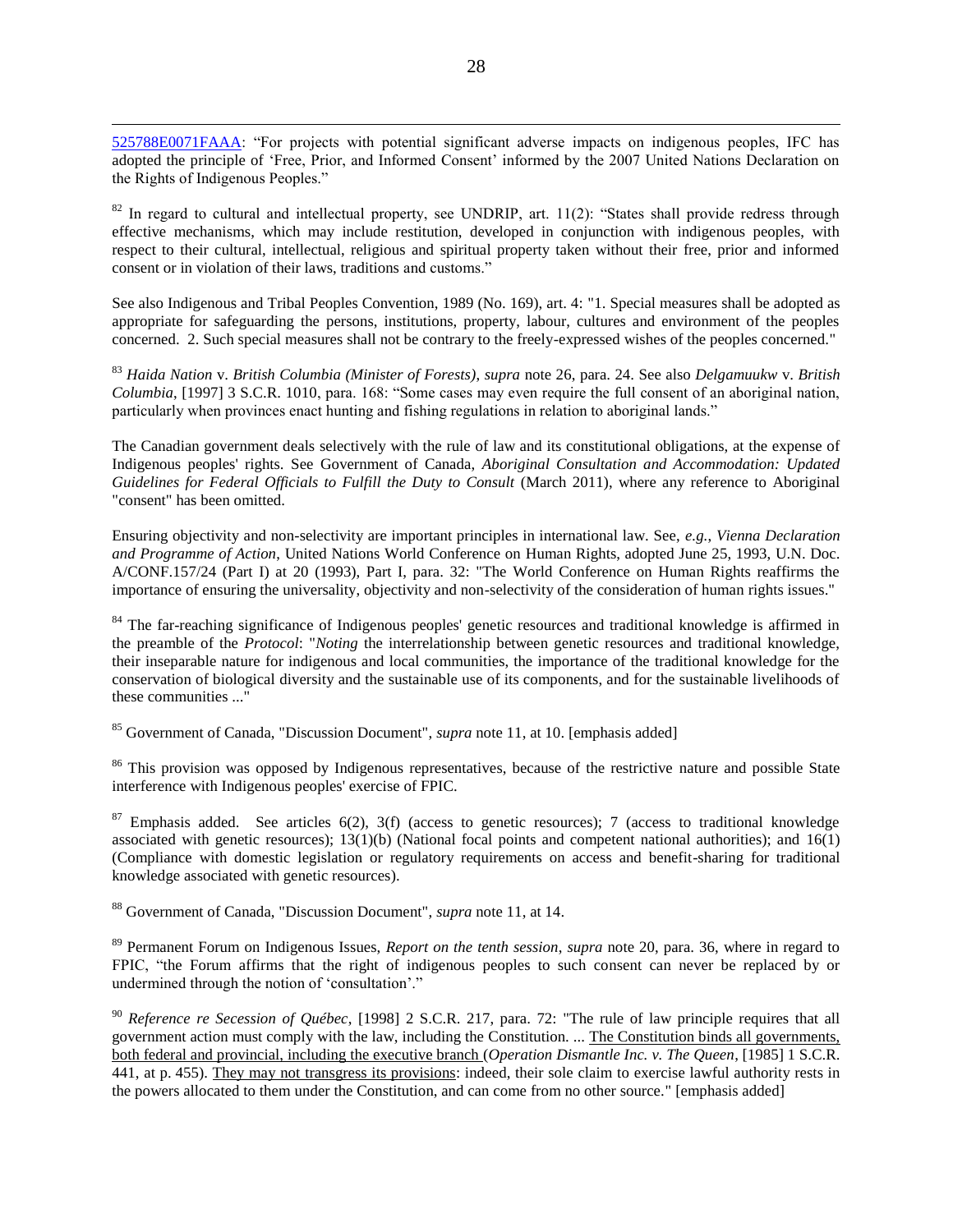525788E0071FAAA: "For projects with potential significant adverse impacts on indigenous peoples, IFC has adopted the principle of 'Free, Prior, and Informed Consent' informed by the 2007 United Nations Declaration on the Rights of Indigenous Peoples."

[82] In regard to cultural and intellectual property, see UNDRIP, art. 11(2): "States shall provide redress through effective mechanisms, which may include restitution, developed in conjunction with indigenous peoples, with respect to their cultural, intellectual, religious and spiritual property taken without their free, prior and informed consent or in violation of their laws, traditions and customs."

See also Indigenous and Tribal Peoples Convention, 1989 (No. 169), art. 4: "1. Special measures shall be adopted as appropriate for safeguarding the persons, institutions, property, labour, cultures and environment of the peoples concerned. 2. Such special measures shall not be contrary to the freely-expressed wishes of the peoples concerned."

[83] *Haida Nation* v. *British Columbia (Minister of Forests)*, *supra* note 26, para. 24. See also *Delgamuukw* v. *British Columbia*, [1997] 3 S.C.R. 1010, para. 168: "Some cases may even require the full consent of an aboriginal nation, particularly when provinces enact hunting and fishing regulations in relation to aboriginal lands."

The Canadian government deals selectively with the rule of law and its constitutional obligations, at the expense of Indigenous peoples' rights. See Government of Canada, *Aboriginal Consultation and Accommodation: Updated Guidelines for Federal Officials to Fulfill the Duty to Consult* (March 2011), where any reference to Aboriginal "consent" has been omitted.

Ensuring objectivity and non-selectivity are important principles in international law. See, *e.g.*, *Vienna Declaration and Programme of Action*, United Nations World Conference on Human Rights, adopted June 25, 1993, U.N. Doc. A/CONF.157/24 (Part I) at 20 (1993), Part I, para. 32: "The World Conference on Human Rights reaffirms the importance of ensuring the universality, objectivity and non-selectivity of the consideration of human rights issues."

[84] The far-reaching significance of Indigenous peoples' genetic resources and traditional knowledge is affirmed in the preamble of the *Protocol*: "*Noting* the interrelationship between genetic resources and traditional knowledge, their inseparable nature for indigenous and local communities, the importance of the traditional knowledge for the conservation of biological diversity and the sustainable use of its components, and for the sustainable livelihoods of these communities ..."

[85] Government of Canada, "Discussion Document", *supra* note 11, at 10. [emphasis added]

[86] This provision was opposed by Indigenous representatives, because of the restrictive nature and possible State interference with Indigenous peoples' exercise of FPIC.

[87] Emphasis added. See articles 6(2), 3(f) (access to genetic resources); 7 (access to traditional knowledge associated with genetic resources); 13(1)(b) (National focal points and competent national authorities); and 16(1) (Compliance with domestic legislation or regulatory requirements on access and benefit-sharing for traditional knowledge associated with genetic resources).

[88] Government of Canada, "Discussion Document", *supra* note 11, at 14.

[89] Permanent Forum on Indigenous Issues, *Report on the tenth session*, *supra* note 20, para. 36, where in regard to FPIC, "the Forum affirms that the right of indigenous peoples to such consent can never be replaced by or undermined through the notion of 'consultation'."

[90] *Reference re Secession of Québec*, [1998] 2 S.C.R. 217, para. 72: "The rule of law principle requires that all government action must comply with the law, including the Constitution. ... The Constitution binds all governments, both federal and provincial, including the executive branch (*Operation Dismantle Inc. v. The Queen*, [1985] 1 S.C.R. 441, at p. 455). They may not transgress its provisions: indeed, their sole claim to exercise lawful authority rests in the powers allocated to them under the Constitution, and can come from no other source." [emphasis added]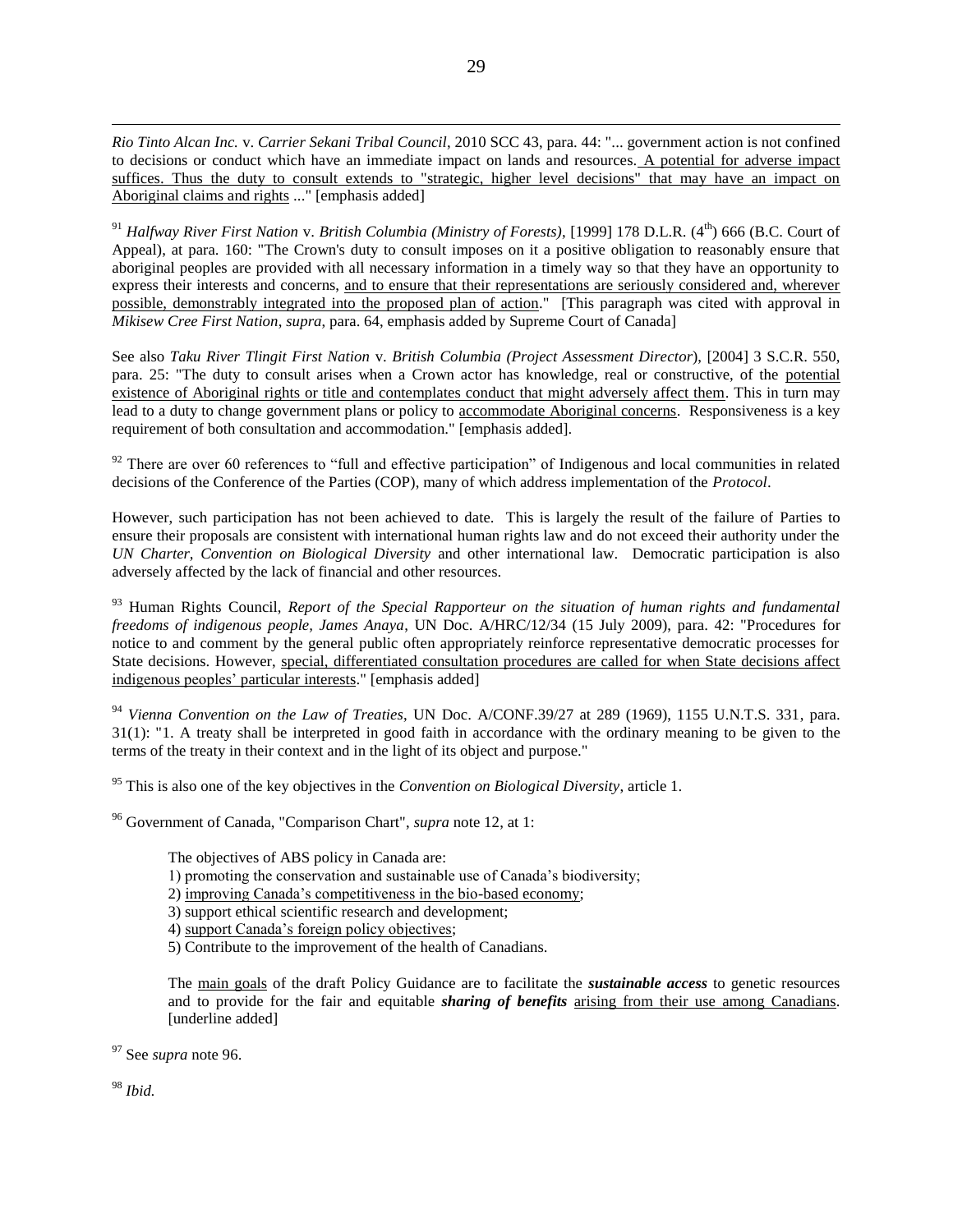*Rio Tinto Alcan Inc.* v. *Carrier Sekani Tribal Council*, 2010 SCC 43, para. 44: "... government action is not confined to decisions or conduct which have an immediate impact on lands and resources. A potential for adverse impact suffices. Thus the duty to consult extends to "strategic, higher level decisions" that may have an impact on Aboriginal claims and rights ..." [emphasis added]

[91] *Halfway River First Nation* v. *British Columbia (Ministry of Forests)*, [1999] 178 D.L.R. (4th) 666 (B.C. Court of Appeal), at para. 160: "The Crown's duty to consult imposes on it a positive obligation to reasonably ensure that aboriginal peoples are provided with all necessary information in a timely way so that they have an opportunity to express their interests and concerns, and to ensure that their representations are seriously considered and, wherever possible, demonstrably integrated into the proposed plan of action." [This paragraph was cited with approval in *Mikisew Cree First Nation*, *supra*, para. 64, emphasis added by Supreme Court of Canada]

See also *Taku River Tlingit First Nation* v. *British Columbia (Project Assessment Director*), [2004] 3 S.C.R. 550, para. 25: "The duty to consult arises when a Crown actor has knowledge, real or constructive, of the potential existence of Aboriginal rights or title and contemplates conduct that might adversely affect them. This in turn may lead to a duty to change government plans or policy to accommodate Aboriginal concerns. Responsiveness is a key requirement of both consultation and accommodation." [emphasis added].

[92] There are over 60 references to "full and effective participation" of Indigenous and local communities in related decisions of the Conference of the Parties (COP), many of which address implementation of the *Protocol*.

However, such participation has not been achieved to date. This is largely the result of the failure of Parties to ensure their proposals are consistent with international human rights law and do not exceed their authority under the *UN Charter*, *Convention on Biological Diversity* and other international law. Democratic participation is also adversely affected by the lack of financial and other resources.

[93] Human Rights Council, *Report of the Special Rapporteur on the situation of human rights and fundamental freedoms of indigenous people, James Anaya*, UN Doc. A/HRC/12/34 (15 July 2009), para. 42: "Procedures for notice to and comment by the general public often appropriately reinforce representative democratic processes for State decisions. However, special, differentiated consultation procedures are called for when State decisions affect indigenous peoples' particular interests." [emphasis added]

[94] *Vienna Convention on the Law of Treaties*, UN Doc. A/CONF.39/27 at 289 (1969), 1155 U.N.T.S. 331, para. 31(1): "1. A treaty shall be interpreted in good faith in accordance with the ordinary meaning to be given to the terms of the treaty in their context and in the light of its object and purpose."

[95] This is also one of the key objectives in the *Convention on Biological Diversity*, article 1.

[96] Government of Canada, "Comparison Chart", *supra* note 12, at 1:

> The objectives of ABS policy in Canada are:
> 1) promoting the conservation and sustainable use of Canada's biodiversity;
> 2) improving Canada's competitiveness in the bio-based economy;
> 3) support ethical scientific research and development;
> 4) support Canada's foreign policy objectives;
> 5) Contribute to the improvement of the health of Canadians.
>
> The main goals of the draft Policy Guidance are to facilitate the ***sustainable access*** to genetic resources and to provide for the fair and equitable ***sharing of benefits*** arising from their use among Canadians. [underline added]

[97] See *supra* note 96.

[98] *Ibid.*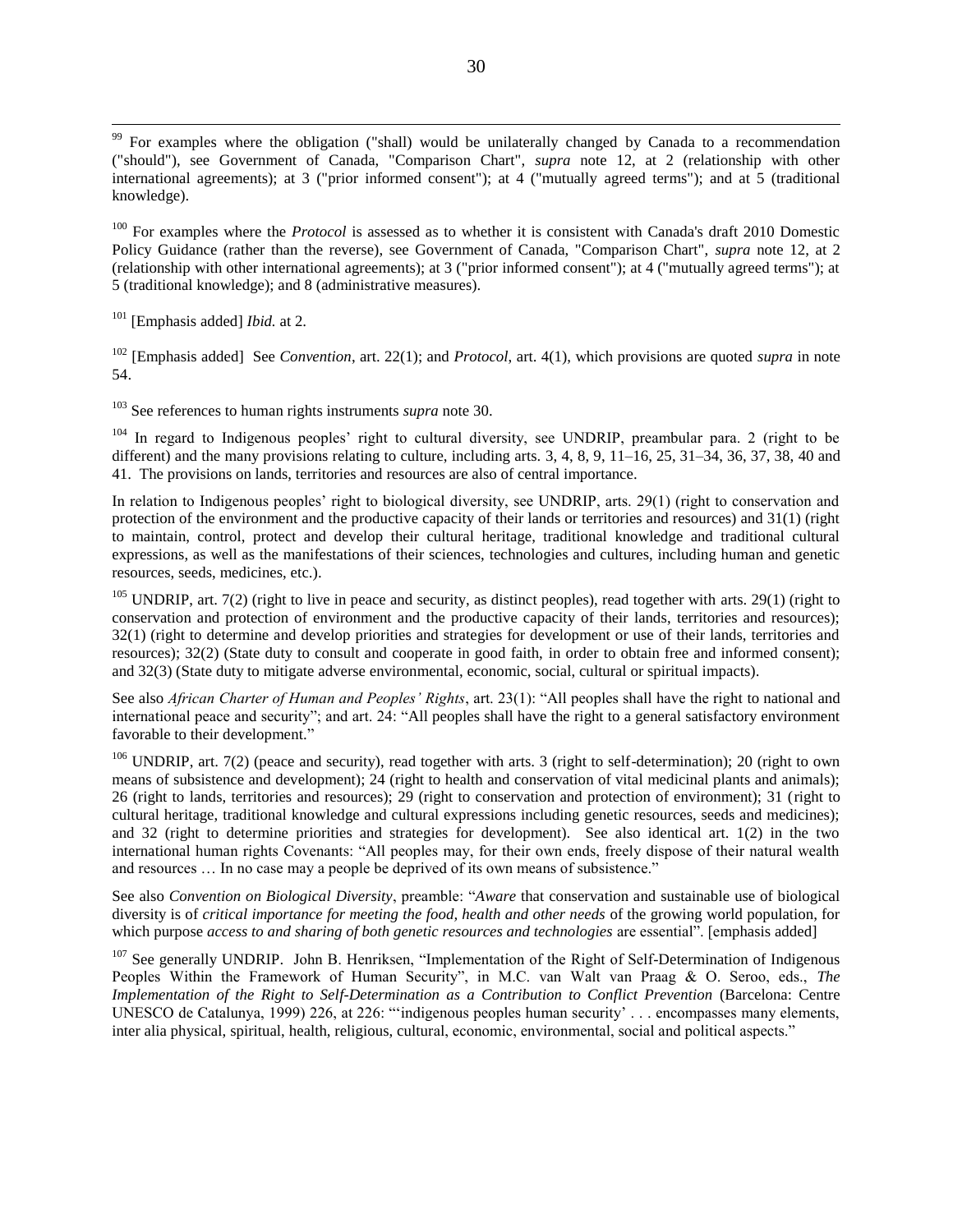[99] For examples where the obligation ("shall) would be unilaterally changed by Canada to a recommendation ("should"), see Government of Canada, "Comparison Chart", *supra* note 12, at 2 (relationship with other international agreements); at 3 ("prior informed consent"); at 4 ("mutually agreed terms"); and at 5 (traditional knowledge).

[100] For examples where the *Protocol* is assessed as to whether it is consistent with Canada's draft 2010 Domestic Policy Guidance (rather than the reverse), see Government of Canada, "Comparison Chart", *supra* note 12, at 2 (relationship with other international agreements); at 3 ("prior informed consent"); at 4 ("mutually agreed terms"); at 5 (traditional knowledge); and 8 (administrative measures).

[101] [Emphasis added] *Ibid.* at 2.

[102] [Emphasis added] See *Convention*, art. 22(1); and *Protocol*, art. 4(1), which provisions are quoted *supra* in note 54.

[103] See references to human rights instruments *supra* note 30.

[104] In regard to Indigenous peoples' right to cultural diversity, see UNDRIP, preambular para. 2 (right to be different) and the many provisions relating to culture, including arts. 3, 4, 8, 9, 11–16, 25, 31–34, 36, 37, 38, 40 and 41. The provisions on lands, territories and resources are also of central importance.

In relation to Indigenous peoples' right to biological diversity, see UNDRIP, arts. 29(1) (right to conservation and protection of the environment and the productive capacity of their lands or territories and resources) and 31(1) (right to maintain, control, protect and develop their cultural heritage, traditional knowledge and traditional cultural expressions, as well as the manifestations of their sciences, technologies and cultures, including human and genetic resources, seeds, medicines, etc.).

[105] UNDRIP, art. 7(2) (right to live in peace and security, as distinct peoples), read together with arts. 29(1) (right to conservation and protection of environment and the productive capacity of their lands, territories and resources); 32(1) (right to determine and develop priorities and strategies for development or use of their lands, territories and resources); 32(2) (State duty to consult and cooperate in good faith, in order to obtain free and informed consent); and 32(3) (State duty to mitigate adverse environmental, economic, social, cultural or spiritual impacts).

See also *African Charter of Human and Peoples' Rights*, art. 23(1): "All peoples shall have the right to national and international peace and security"; and art. 24: "All peoples shall have the right to a general satisfactory environment favorable to their development."

[106] UNDRIP, art. 7(2) (peace and security), read together with arts. 3 (right to self-determination); 20 (right to own means of subsistence and development); 24 (right to health and conservation of vital medicinal plants and animals); 26 (right to lands, territories and resources); 29 (right to conservation and protection of environment); 31 (right to cultural heritage, traditional knowledge and cultural expressions including genetic resources, seeds and medicines); and 32 (right to determine priorities and strategies for development). See also identical art. 1(2) in the two international human rights Covenants: "All peoples may, for their own ends, freely dispose of their natural wealth and resources … In no case may a people be deprived of its own means of subsistence."

See also *Convention on Biological Diversity*, preamble: "*Aware* that conservation and sustainable use of biological diversity is of *critical importance for meeting the food, health and other needs* of the growing world population, for which purpose *access to and sharing of both genetic resources and technologies* are essential". [emphasis added]

[107] See generally UNDRIP. John B. Henriksen, "Implementation of the Right of Self-Determination of Indigenous Peoples Within the Framework of Human Security", in M.C. van Walt van Praag & O. Seroo, eds., *The Implementation of the Right to Self-Determination as a Contribution to Conflict Prevention* (Barcelona: Centre UNESCO de Catalunya, 1999) 226, at 226: "'indigenous peoples human security' . . . encompasses many elements, inter alia physical, spiritual, health, religious, cultural, economic, environmental, social and political aspects."